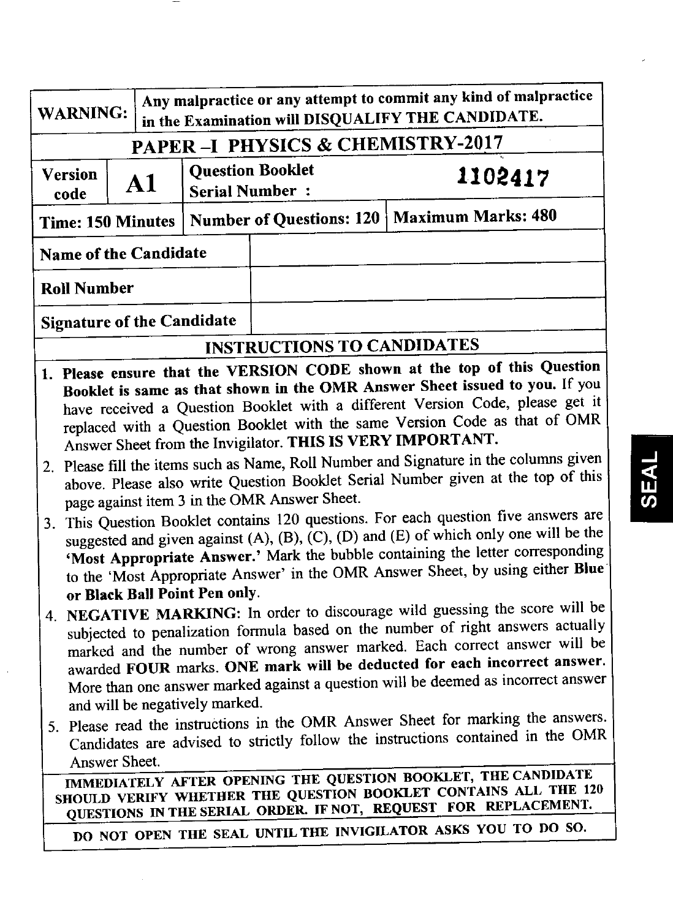| WARNING: | Any malpractice or any attempt to commit any kind of malpractice in the Examination will DISQUALIFY THE CANDIDATE. |
|---|---|

## PAPER –I PHYSICS & CHEMISTRY-2017

| Version code | A1 | Question Booklet Serial Number : | 1102417 |
|---|---|---|---|

| Time: 150 Minutes | Number of Questions: 120 | Maximum Marks: 480 |
|---|---|---|

| Name of the Candidate | |
|---|---|
| Roll Number | |
| Signature of the Candidate | |

### INSTRUCTIONS TO CANDIDATES

1. **Please ensure that the VERSION CODE shown at the top of this Question Booklet is same as that shown in the OMR Answer Sheet issued to you.** If you have received a Question Booklet with a different Version Code, please get it replaced with a Question Booklet with the same Version Code as that of OMR Answer Sheet from the Invigilator. **THIS IS VERY IMPORTANT.**
2. Please fill the items such as Name, Roll Number and Signature in the columns given above. Please also write Question Booklet Serial Number given at the top of this page against item 3 in the OMR Answer Sheet.
3. This Question Booklet contains 120 questions. For each question five answers are suggested and given against (A), (B), (C), (D) and (E) of which only one will be the **'Most Appropriate Answer.'** Mark the bubble containing the letter corresponding to the 'Most Appropriate Answer' in the OMR Answer Sheet, by using either **Blue or Black Ball Point Pen only**.
4. **NEGATIVE MARKING:** In order to discourage wild guessing the score will be subjected to penalization formula based on the number of right answers actually marked and the number of wrong answer marked. Each correct answer will be awarded **FOUR** marks. **ONE mark will be deducted for each incorrect answer.** More than one answer marked against a question will be deemed as incorrect answer and will be negatively marked.
5. Please read the instructions in the OMR Answer Sheet for marking the answers. Candidates are advised to strictly follow the instructions contained in the OMR Answer Sheet.

**IMMEDIATELY AFTER OPENING THE QUESTION BOOKLET, THE CANDIDATE SHOULD VERIFY WHETHER THE QUESTION BOOKLET CONTAINS ALL THE 120 QUESTIONS IN THE SERIAL ORDER. IF NOT, REQUEST FOR REPLACEMENT.**

**DO NOT OPEN THE SEAL UNTIL THE INVIGILATOR ASKS YOU TO DO SO.**

SEAL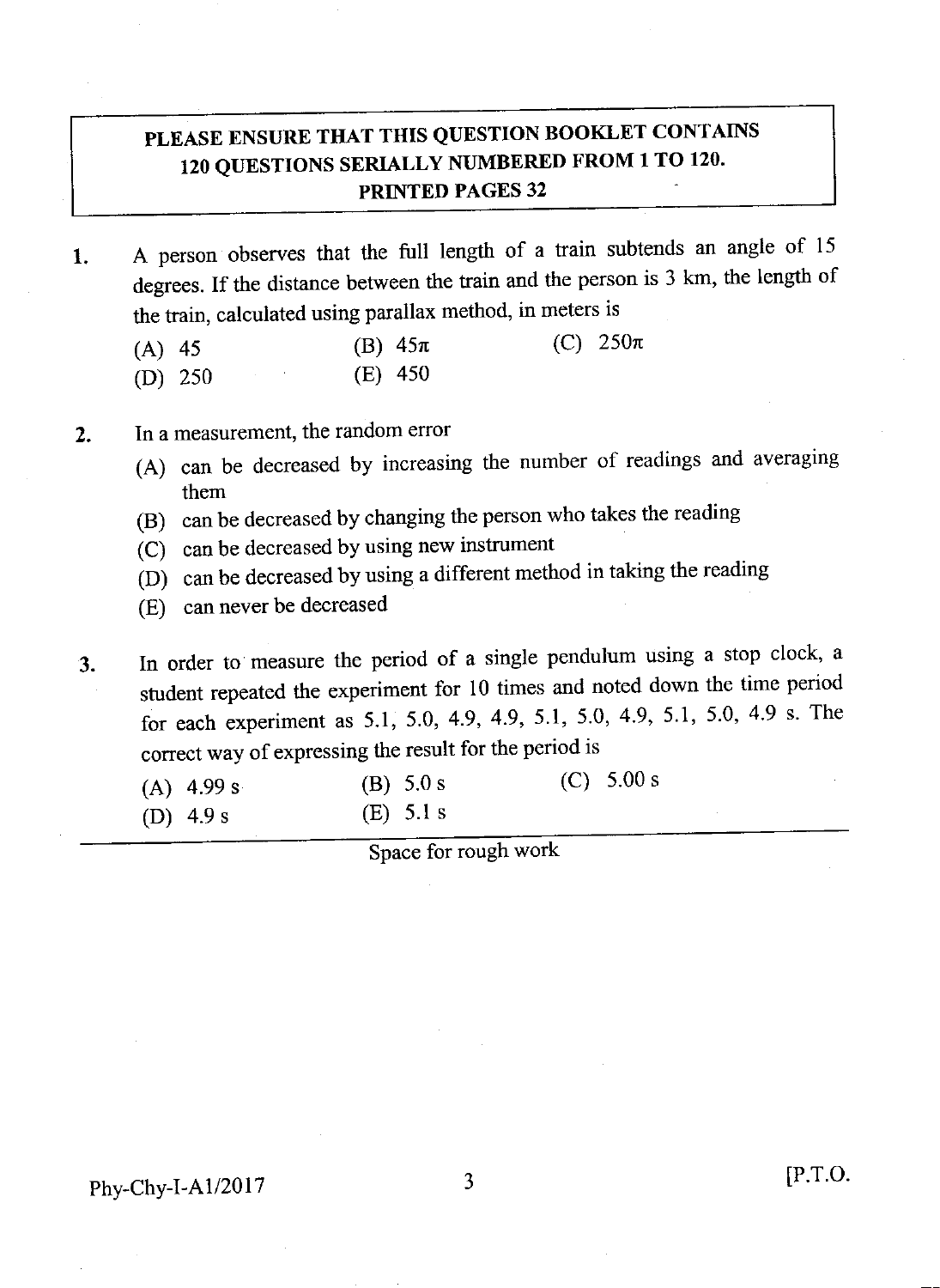**PLEASE ENSURE THAT THIS QUESTION BOOKLET CONTAINS 120 QUESTIONS SERIALLY NUMBERED FROM 1 TO 120. PRINTED PAGES 32**

1. A person observes that the full length of a train subtends an angle of 15 degrees. If the distance between the train and the person is 3 km, the length of the train, calculated using parallax method, in meters is

   (A) 45 (B) $45\pi$ (C) $250\pi$
   (D) 250 (E) 450

2. In a measurement, the random error

   (A) can be decreased by increasing the number of readings and averaging them
   (B) can be decreased by changing the person who takes the reading
   (C) can be decreased by using new instrument
   (D) can be decreased by using a different method in taking the reading
   (E) can never be decreased

3. In order to measure the period of a single pendulum using a stop clock, a student repeated the experiment for 10 times and noted down the time period for each experiment as 5.1, 5.0, 4.9, 4.9, 5.1, 5.0, 4.9, 5.1, 5.0, 4.9 s. The correct way of expressing the result for the period is

   (A) 4.99 s (B) 5.0 s (C) 5.00 s
   (D) 4.9 s (E) 5.1 s

Space for rough work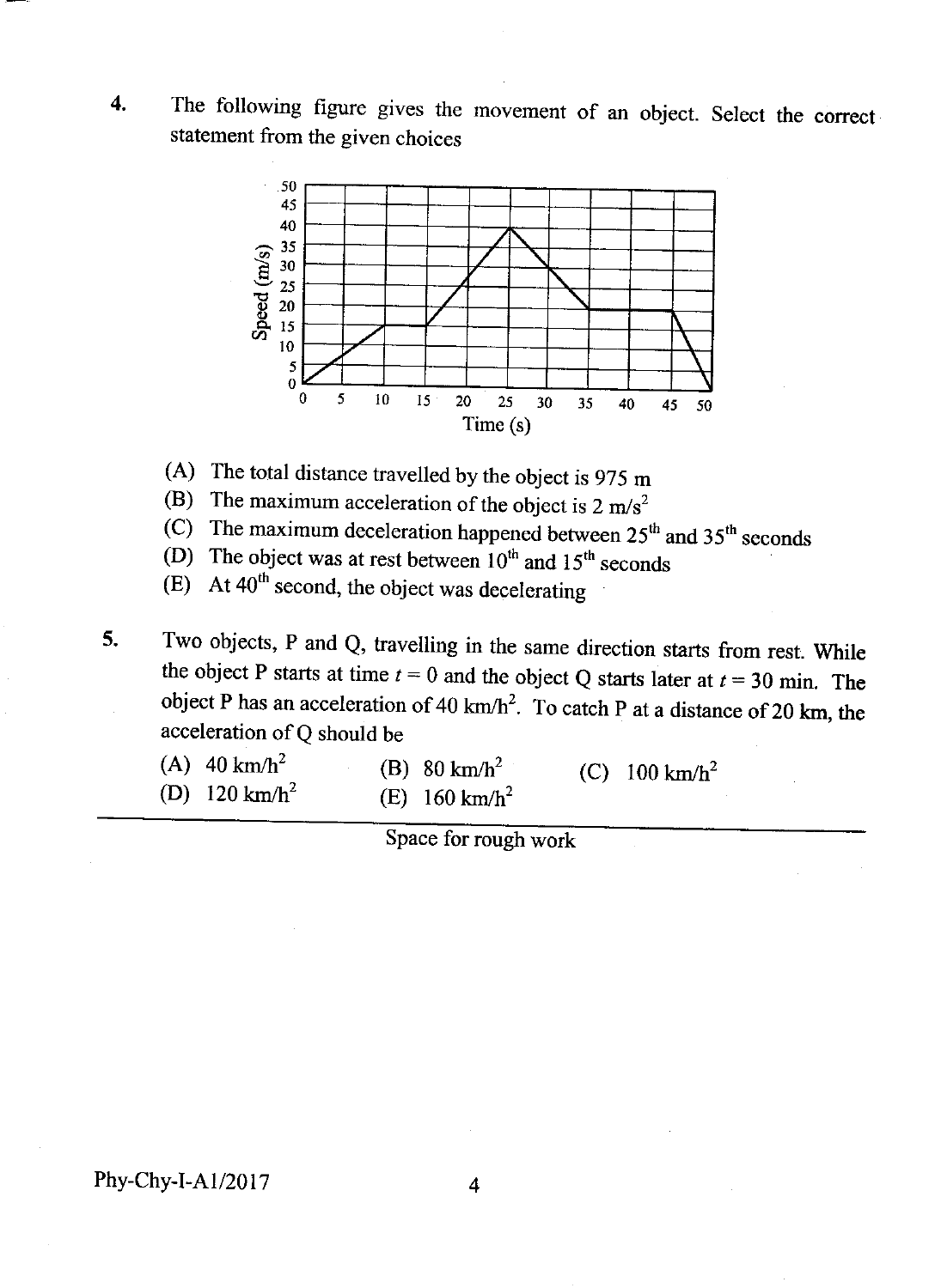4. The following figure gives the movement of an object. Select the correct statement from the given choices

(A) The total distance travelled by the object is 975 m

(B) The maximum acceleration of the object is 2 m/s$^2$

(C) The maximum deceleration happened between 25$^{th}$ and 35$^{th}$ seconds

(D) The object was at rest between 10$^{th}$ and 15$^{th}$ seconds

(E) At 40$^{th}$ second, the object was decelerating

5. Two objects, P and Q, travelling in the same direction starts from rest. While the object P starts at time $t = 0$ and the object Q starts later at $t = 30$ min. The object P has an acceleration of 40 km/h$^2$. To catch P at a distance of 20 km, the acceleration of Q should be

(A) 40 km/h$^2$  (B) 80 km/h$^2$  (C) 100 km/h$^2$

(D) 120 km/h$^2$  (E) 160 km/h$^2$

Space for rough work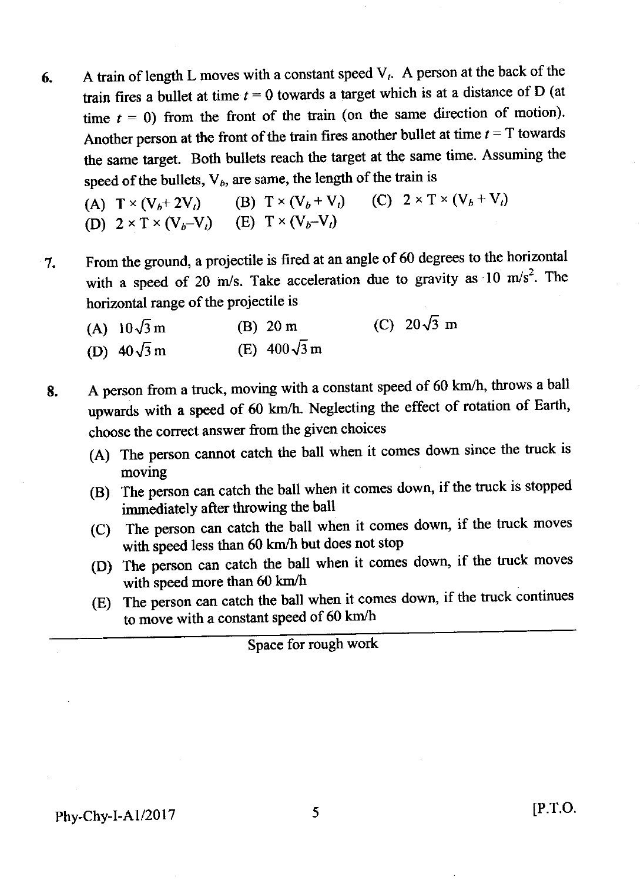6. A train of length L moves with a constant speed $V_t$. A person at the back of the train fires a bullet at time $t = 0$ towards a target which is at a distance of D (at time $t = 0$) from the front of the train (on the same direction of motion). Another person at the front of the train fires another bullet at time $t = T$ towards the same target. Both bullets reach the target at the same time. Assuming the speed of the bullets, $V_b$, are same, the length of the train is

   (A) $T \times (V_b + 2V_t)$ (B) $T \times (V_b + V_t)$ (C) $2 \times T \times (V_b + V_t)$
   (D) $2 \times T \times (V_b - V_t)$ (E) $T \times (V_b - V_t)$

7. From the ground, a projectile is fired at an angle of 60 degrees to the horizontal with a speed of 20 m/s. Take acceleration due to gravity as 10 m/s$^2$. The horizontal range of the projectile is

   (A) $10\sqrt{3}$ m (B) 20 m (C) $20\sqrt{3}$ m
   (D) $40\sqrt{3}$ m (E) $400\sqrt{3}$ m

8. A person from a truck, moving with a constant speed of 60 km/h, throws a ball upwards with a speed of 60 km/h. Neglecting the effect of rotation of Earth, choose the correct answer from the given choices

   (A) The person cannot catch the ball when it comes down since the truck is moving
   (B) The person can catch the ball when it comes down, if the truck is stopped immediately after throwing the ball
   (C) The person can catch the ball when it comes down, if the truck moves with speed less than 60 km/h but does not stop
   (D) The person can catch the ball when it comes down, if the truck moves with speed more than 60 km/h
   (E) The person can catch the ball when it comes down, if the truck continues to move with a constant speed of 60 km/h

---

Space for rough work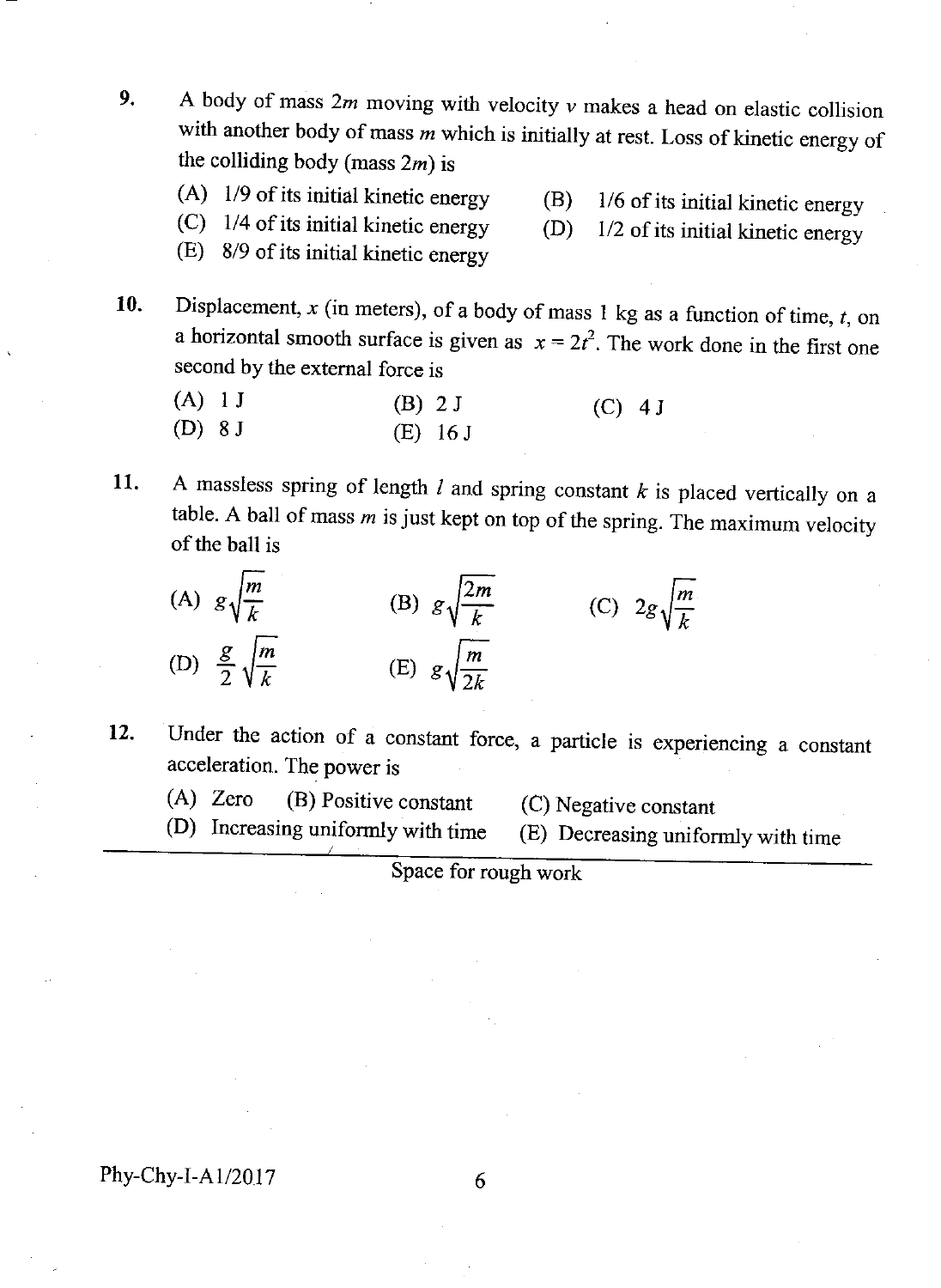9. A body of mass $2m$ moving with velocity $v$ makes a head on elastic collision with another body of mass $m$ which is initially at rest. Loss of kinetic energy of the colliding body (mass $2m$) is

   (A) 1/9 of its initial kinetic energy  (B) 1/6 of its initial kinetic energy
   (C) 1/4 of its initial kinetic energy  (D) 1/2 of its initial kinetic energy
   (E) 8/9 of its initial kinetic energy

10. Displacement, $x$ (in meters), of a body of mass 1 kg as a function of time, $t$, on a horizontal smooth surface is given as $x = 2t^2$. The work done in the first one second by the external force is

    (A) 1 J  (B) 2 J  (C) 4 J
    (D) 8 J  (E) 16 J

11. A massless spring of length $l$ and spring constant $k$ is placed vertically on a table. A ball of mass $m$ is just kept on top of the spring. The maximum velocity of the ball is

    (A) $g\sqrt{\frac{m}{k}}$  (B) $g\sqrt{\frac{2m}{k}}$  (C) $2g\sqrt{\frac{m}{k}}$
    (D) $\frac{g}{2}\sqrt{\frac{m}{k}}$  (E) $g\sqrt{\frac{m}{2k}}$

12. Under the action of a constant force, a particle is experiencing a constant acceleration. The power is

    (A) Zero  (B) Positive constant  (C) Negative constant
    (D) Increasing uniformly with time  (E) Decreasing uniformly with time

Space for rough work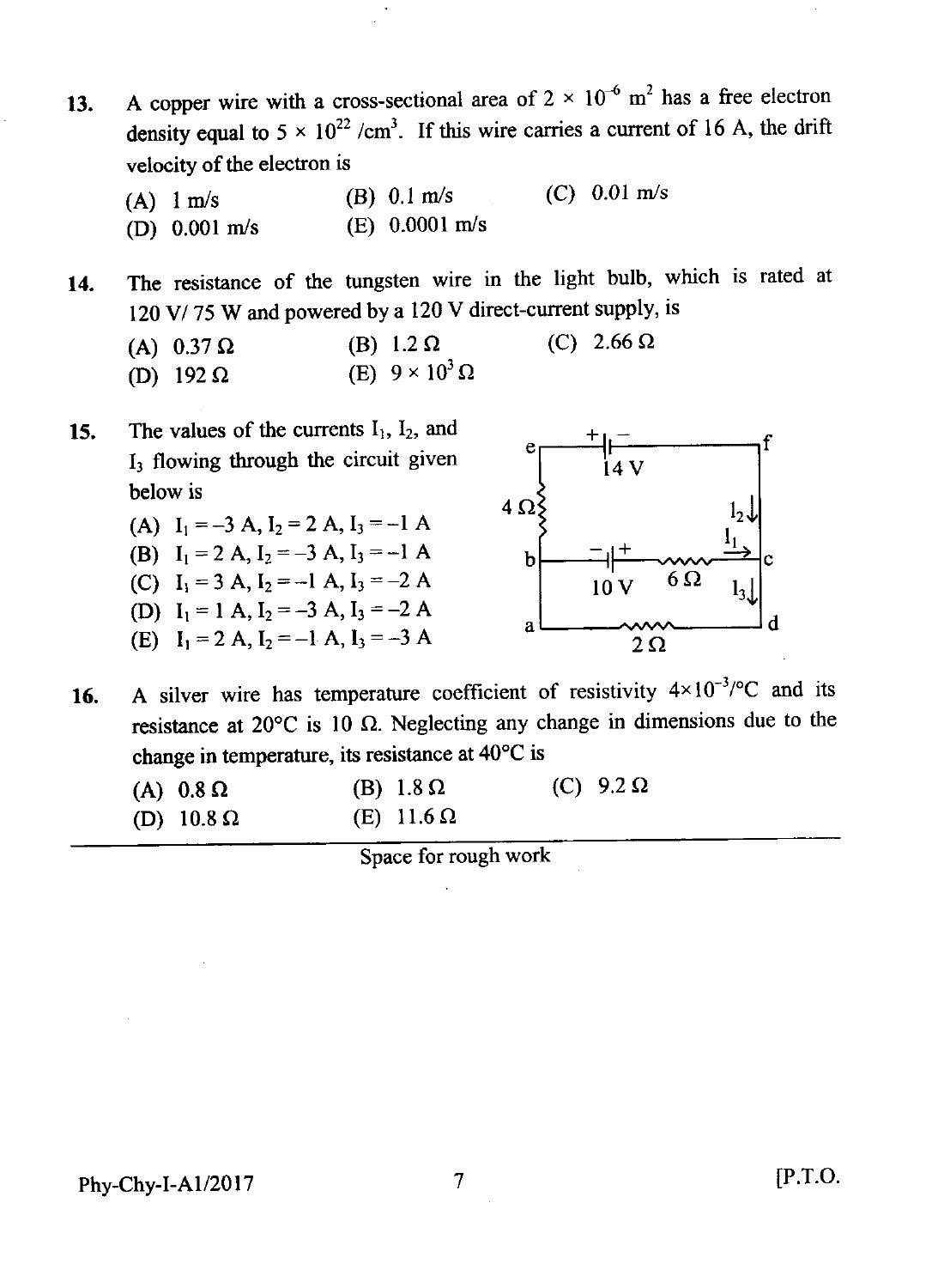13. A copper wire with a cross-sectional area of $2 \times 10^{-6}$ m$^2$ has a free electron density equal to $5 \times 10^{22}$ /cm$^3$. If this wire carries a current of 16 A, the drift velocity of the electron is

(A) 1 m/s
(B) 0.1 m/s
(C) 0.01 m/s
(D) 0.001 m/s
(E) 0.0001 m/s

14. The resistance of the tungsten wire in the light bulb, which is rated at 120 V/ 75 W and powered by a 120 V direct-current supply, is

(A) 0.37 Ω
(B) 1.2 Ω
(C) 2.66 Ω
(D) 192 Ω
(E) $9 \times 10^3$ Ω

15. The values of the currents $I_1$, $I_2$, and $I_3$ flowing through the circuit given below is

(A) $I_1 = -3$ A, $I_2 = 2$ A, $I_3 = -1$ A
(B) $I_1 = 2$ A, $I_2 = -3$ A, $I_3 = -1$ A
(C) $I_1 = 3$ A, $I_2 = -1$ A, $I_3 = -2$ A
(D) $I_1 = 1$ A, $I_2 = -3$ A, $I_3 = -2$ A
(E) $I_1 = 2$ A, $I_2 = -1$ A, $I_3 = -3$ A

16. A silver wire has temperature coefficient of resistivity $4 \times 10^{-3}$/°C and its resistance at 20°C is 10 Ω. Neglecting any change in dimensions due to the change in temperature, its resistance at 40°C is

(A) 0.8 Ω
(B) 1.8 Ω
(C) 9.2 Ω
(D) 10.8 Ω
(E) 11.6 Ω

Space for rough work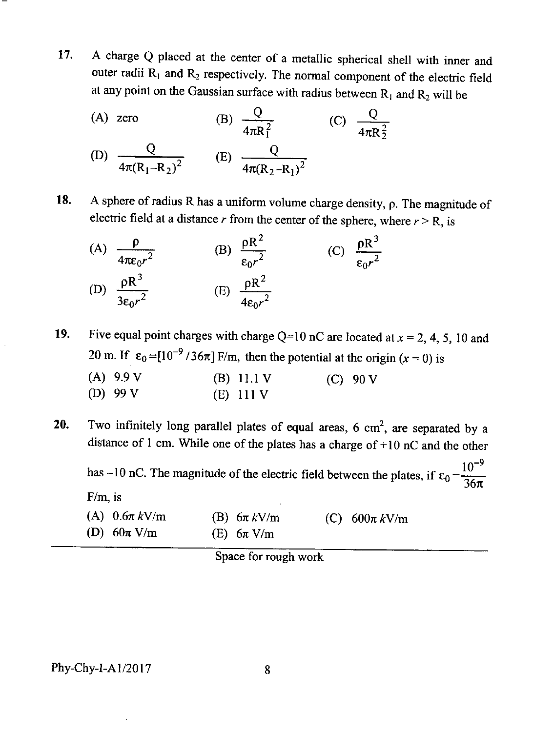17. A charge Q placed at the center of a metallic spherical shell with inner and outer radii $R_1$ and $R_2$ respectively. The normal component of the electric field at any point on the Gaussian surface with radius between $R_1$ and $R_2$ will be

    (A) zero
    (B) $\frac{Q}{4\pi R_1^2}$
    (C) $\frac{Q}{4\pi R_2^2}$
    (D) $\frac{Q}{4\pi(R_1-R_2)^2}$
    (E) $\frac{Q}{4\pi(R_2-R_1)^2}$

18. A sphere of radius R has a uniform volume charge density, $\rho$. The magnitude of electric field at a distance $r$ from the center of the sphere, where $r > R$, is

    (A) $\frac{\rho}{4\pi\varepsilon_0 r^2}$
    (B) $\frac{\rho R^2}{\varepsilon_0 r^2}$
    (C) $\frac{\rho R^3}{\varepsilon_0 r^2}$
    (D) $\frac{\rho R^3}{3\varepsilon_0 r^2}$
    (E) $\frac{\rho R^2}{4\varepsilon_0 r^2}$

19. Five equal point charges with charge Q=10 nC are located at $x$ = 2, 4, 5, 10 and 20 m. If $\varepsilon_0 = [10^{-9}/36\pi]$ F/m, then the potential at the origin ($x = 0$) is

    (A) 9.9 V
    (B) 11.1 V
    (C) 90 V
    (D) 99 V
    (E) 111 V

20. Two infinitely long parallel plates of equal areas, 6 $cm^2$, are separated by a distance of 1 cm. While one of the plates has a charge of +10 nC and the other has −10 nC. The magnitude of the electric field between the plates, if $\varepsilon_0 = \frac{10^{-9}}{36\pi}$ F/m, is

    (A) $0.6\pi$ $k$V/m
    (B) $6\pi$ $k$V/m
    (C) $600\pi$ $k$V/m
    (D) $60\pi$ V/m
    (E) $6\pi$ V/m

Space for rough work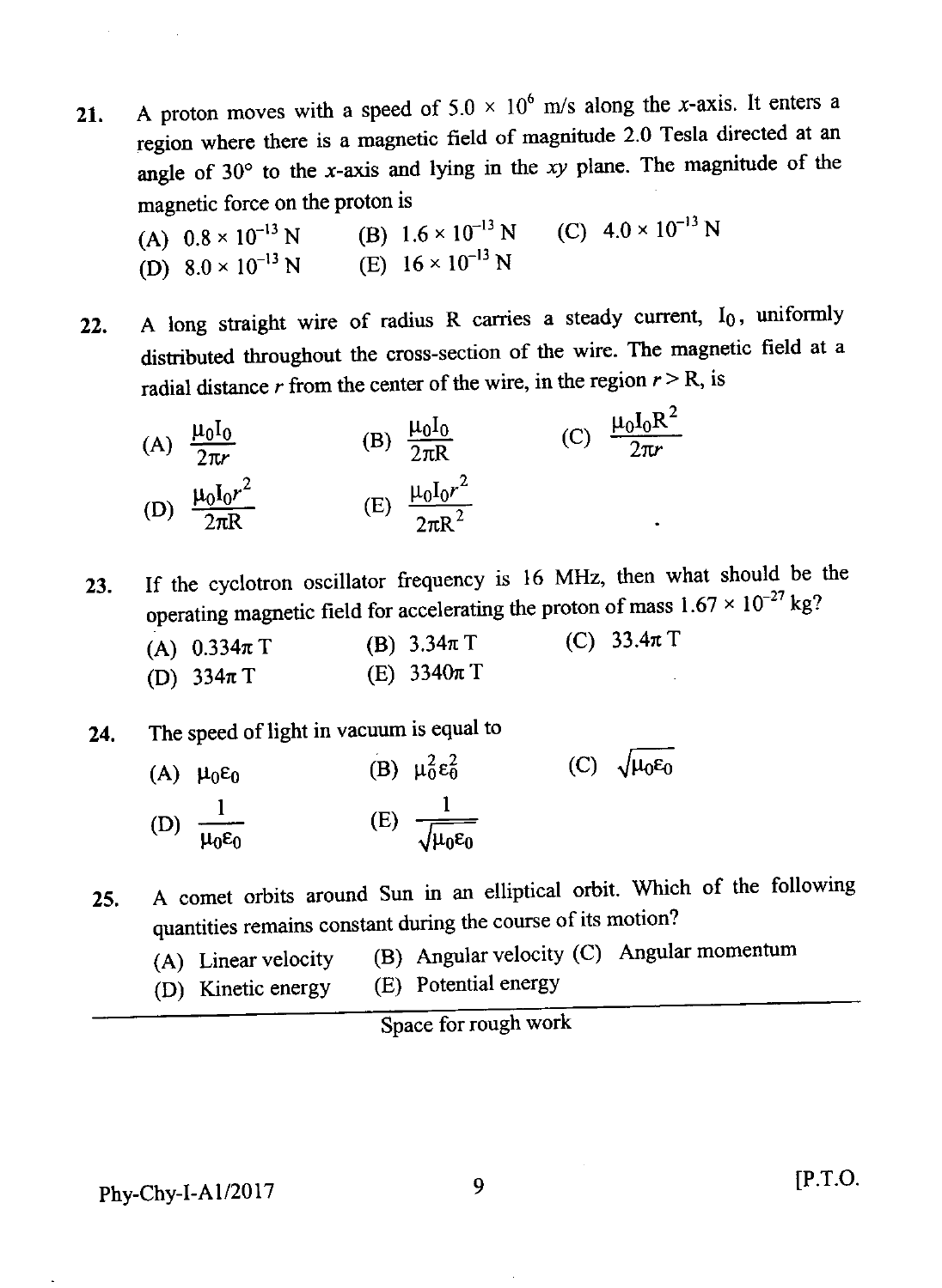21. A proton moves with a speed of $5.0 \times 10^6$ m/s along the $x$-axis. It enters a region where there is a magnetic field of magnitude 2.0 Tesla directed at an angle of 30° to the $x$-axis and lying in the $xy$ plane. The magnitude of the magnetic force on the proton is

(A) $0.8 \times 10^{-13}$ N (B) $1.6 \times 10^{-13}$ N (C) $4.0 \times 10^{-13}$ N
(D) $8.0 \times 10^{-13}$ N (E) $16 \times 10^{-13}$ N

22. A long straight wire of radius R carries a steady current, $I_0$, uniformly distributed throughout the cross-section of the wire. The magnetic field at a radial distance $r$ from the center of the wire, in the region $r > R$, is

(A) $\frac{\mu_0 I_0}{2\pi r}$ (B) $\frac{\mu_0 I_0}{2\pi R}$ (C) $\frac{\mu_0 I_0 R^2}{2\pi r}$
(D) $\frac{\mu_0 I_0 r^2}{2\pi R}$ (E) $\frac{\mu_0 I_0 r^2}{2\pi R^2}$

23. If the cyclotron oscillator frequency is 16 MHz, then what should be the operating magnetic field for accelerating the proton of mass $1.67 \times 10^{-27}$ kg?

(A) $0.334\pi$ T (B) $3.34\pi$ T (C) $33.4\pi$ T
(D) $334\pi$ T (E) $3340\pi$ T

24. The speed of light in vacuum is equal to

(A) $\mu_0 \varepsilon_0$ (B) $\mu_0^2 \varepsilon_0^2$ (C) $\sqrt{\mu_0 \varepsilon_0}$
(D) $\frac{1}{\mu_0 \varepsilon_0}$ (E) $\frac{1}{\sqrt{\mu_0 \varepsilon_0}}$

25. A comet orbits around Sun in an elliptical orbit. Which of the following quantities remains constant during the course of its motion?

(A) Linear velocity (B) Angular velocity (C) Angular momentum
(D) Kinetic energy (E) Potential energy

Space for rough work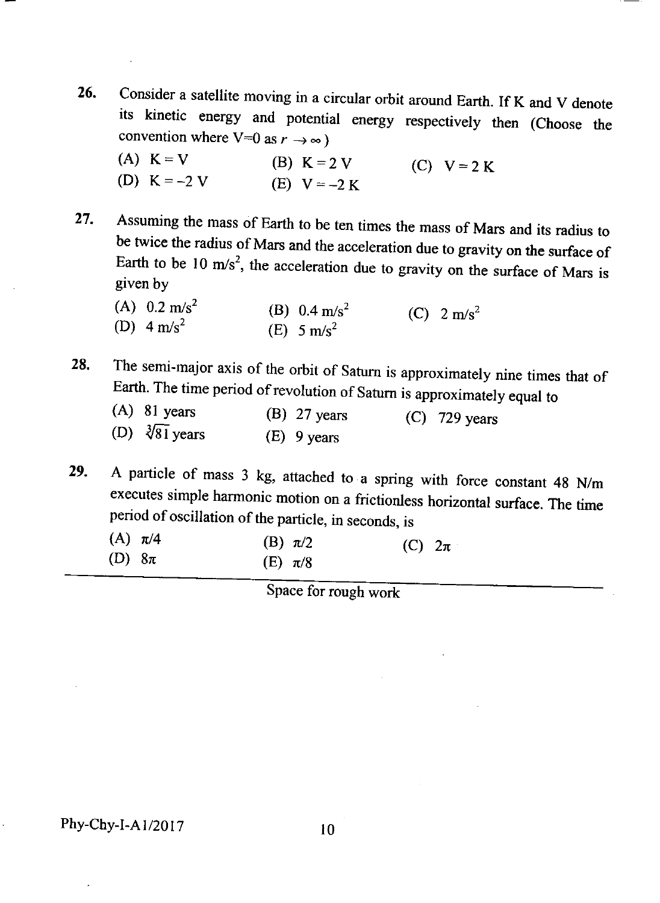26. Consider a satellite moving in a circular orbit around Earth. If K and V denote its kinetic energy and potential energy respectively then (Choose the convention where V=0 as $r \to \infty$)

    (A) $K = V$  (B) $K = 2V$  (C) $V = 2K$
    (D) $K = -2V$  (E) $V = -2K$

27. Assuming the mass of Earth to be ten times the mass of Mars and its radius to be twice the radius of Mars and the acceleration due to gravity on the surface of Earth to be 10 $m/s^2$, the acceleration due to gravity on the surface of Mars is given by

    (A) 0.2 $m/s^2$  (B) 0.4 $m/s^2$  (C) 2 $m/s^2$
    (D) 4 $m/s^2$  (E) 5 $m/s^2$

28. The semi-major axis of the orbit of Saturn is approximately nine times that of Earth. The time period of revolution of Saturn is approximately equal to

    (A) 81 years  (B) 27 years  (C) 729 years
    (D) $\sqrt[3]{81}$ years  (E) 9 years

29. A particle of mass 3 kg, attached to a spring with force constant 48 N/m executes simple harmonic motion on a frictionless horizontal surface. The time period of oscillation of the particle, in seconds, is

    (A) $\pi/4$  (B) $\pi/2$  (C) $2\pi$
    (D) $8\pi$  (E) $\pi/8$

Space for rough work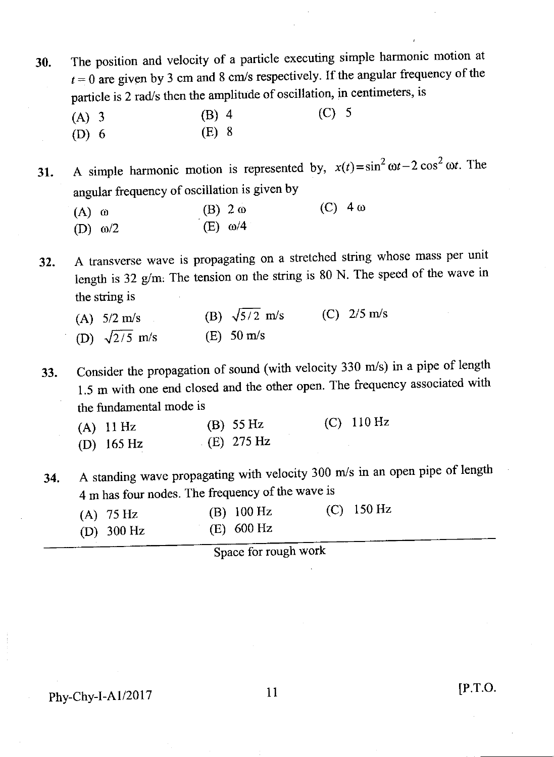30. The position and velocity of a particle executing simple harmonic motion at $t = 0$ are given by 3 cm and 8 cm/s respectively. If the angular frequency of the particle is 2 rad/s then the amplitude of oscillation, in centimeters, is

    (A) 3 (B) 4 (C) 5
    (D) 6 (E) 8

31. A simple harmonic motion is represented by, $x(t) = \sin^2 \omega t - 2\cos^2 \omega t$. The angular frequency of oscillation is given by

    (A) $\omega$ (B) $2\omega$ (C) $4\omega$
    (D) $\omega/2$ (E) $\omega/4$

32. A transverse wave is propagating on a stretched string whose mass per unit length is 32 g/m. The tension on the string is 80 N. The speed of the wave in the string is

    (A) 5/2 m/s (B) $\sqrt{5/2}$ m/s (C) 2/5 m/s
    (D) $\sqrt{2/5}$ m/s (E) 50 m/s

33. Consider the propagation of sound (with velocity 330 m/s) in a pipe of length 1.5 m with one end closed and the other open. The frequency associated with the fundamental mode is

    (A) 11 Hz (B) 55 Hz (C) 110 Hz
    (D) 165 Hz (E) 275 Hz

34. A standing wave propagating with velocity 300 m/s in an open pipe of length 4 m has four nodes. The frequency of the wave is

    (A) 75 Hz (B) 100 Hz (C) 150 Hz
    (D) 300 Hz (E) 600 Hz

Space for rough work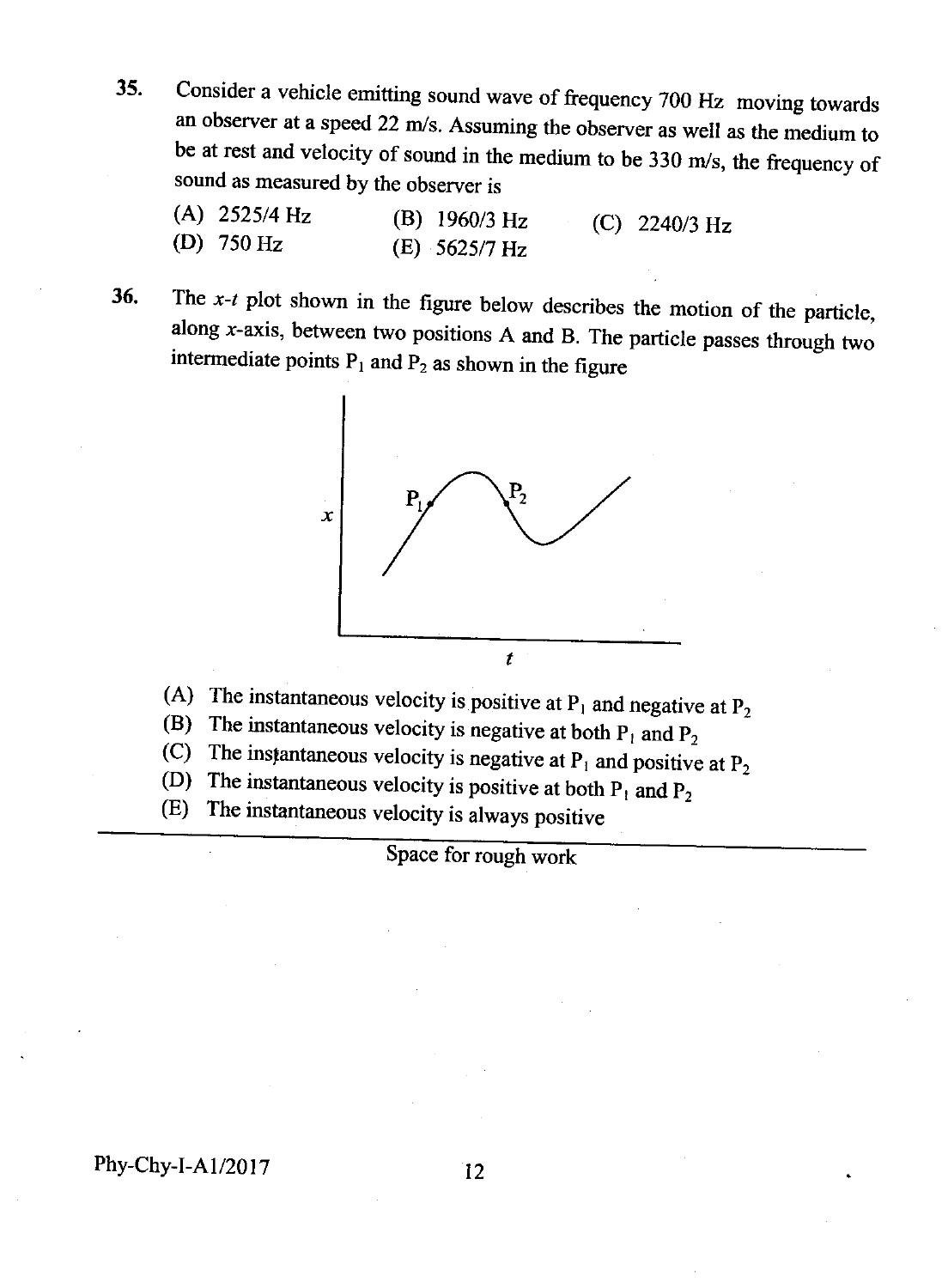35. Consider a vehicle emitting sound wave of frequency 700 Hz moving towards an observer at a speed 22 m/s. Assuming the observer as well as the medium to be at rest and velocity of sound in the medium to be 330 m/s, the frequency of sound as measured by the observer is

(A) 2525/4 Hz (B) 1960/3 Hz (C) 2240/3 Hz
(D) 750 Hz (E) 5625/7 Hz

36. The $x$-$t$ plot shown in the figure below describes the motion of the particle, along $x$-axis, between two positions A and B. The particle passes through two intermediate points $P_1$ and $P_2$ as shown in the figure

(A) The instantaneous velocity is positive at $P_1$ and negative at $P_2$
(B) The instantaneous velocity is negative at both $P_1$ and $P_2$
(C) The instantaneous velocity is negative at $P_1$ and positive at $P_2$
(D) The instantaneous velocity is positive at both $P_1$ and $P_2$
(E) The instantaneous velocity is always positive

Space for rough work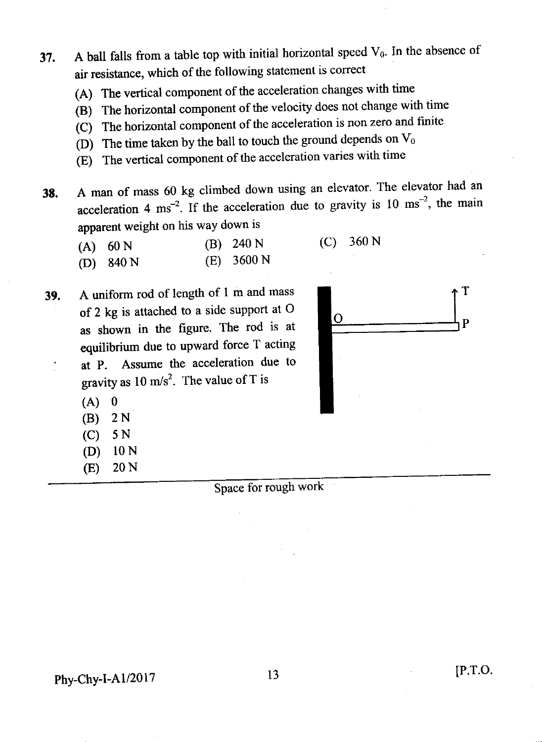37. A ball falls from a table top with initial horizontal speed $V_0$. In the absence of air resistance, which of the following statement is correct

    (A) The vertical component of the acceleration changes with time
    (B) The horizontal component of the velocity does not change with time
    (C) The horizontal component of the acceleration is non zero and finite
    (D) The time taken by the ball to touch the ground depends on $V_0$
    (E) The vertical component of the acceleration varies with time

38. A man of mass 60 kg climbed down using an elevator. The elevator had an acceleration 4 $ms^{-2}$. If the acceleration due to gravity is 10 $ms^{-2}$, the main apparent weight on his way down is

    (A) 60 N
    (B) 240 N
    (C) 360 N
    (D) 840 N
    (E) 3600 N

39. A uniform rod of length of 1 m and mass of 2 kg is attached to a side support at O as shown in the figure. The rod is at equilibrium due to upward force T acting at P. Assume the acceleration due to gravity as 10 $m/s^2$. The value of T is

    (A) 0
    (B) 2 N
    (C) 5 N
    (D) 10 N
    (E) 20 N

Space for rough work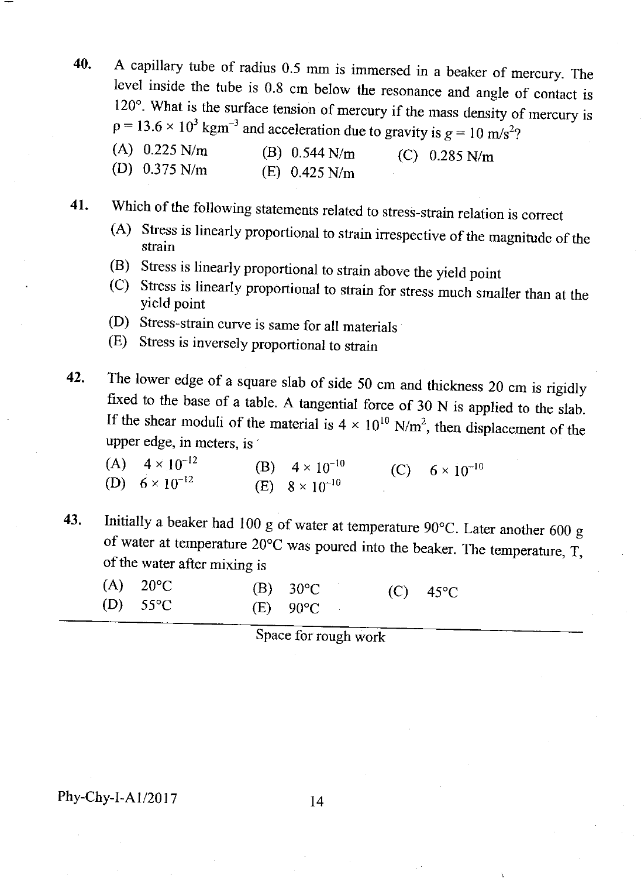40. A capillary tube of radius 0.5 mm is immersed in a beaker of mercury. The level inside the tube is 0.8 cm below the resonance and angle of contact is 120°. What is the surface tension of mercury if the mass density of mercury is $\rho = 13.6 \times 10^3$ kgm$^{-3}$ and acceleration due to gravity is $g = 10$ m/s$^2$?

(A) 0.225 N/m (B) 0.544 N/m (C) 0.285 N/m
(D) 0.375 N/m (E) 0.425 N/m

41. Which of the following statements related to stress-strain relation is correct

(A) Stress is linearly proportional to strain irrespective of the magnitude of the strain
(B) Stress is linearly proportional to strain above the yield point
(C) Stress is linearly proportional to strain for stress much smaller than at the yield point
(D) Stress-strain curve is same for all materials
(E) Stress is inversely proportional to strain

42. The lower edge of a square slab of side 50 cm and thickness 20 cm is rigidly fixed to the base of a table. A tangential force of 30 N is applied to the slab. If the shear moduli of the material is $4 \times 10^{10}$ N/m$^2$, then displacement of the upper edge, in meters, is

(A) $4 \times 10^{-12}$ (B) $4 \times 10^{-10}$ (C) $6 \times 10^{-10}$
(D) $6 \times 10^{-12}$ (E) $8 \times 10^{-10}$

43. Initially a beaker had 100 g of water at temperature 90°C. Later another 600 g of water at temperature 20°C was poured into the beaker. The temperature, T, of the water after mixing is

(A) 20°C (B) 30°C (C) 45°C
(D) 55°C (E) 90°C

Space for rough work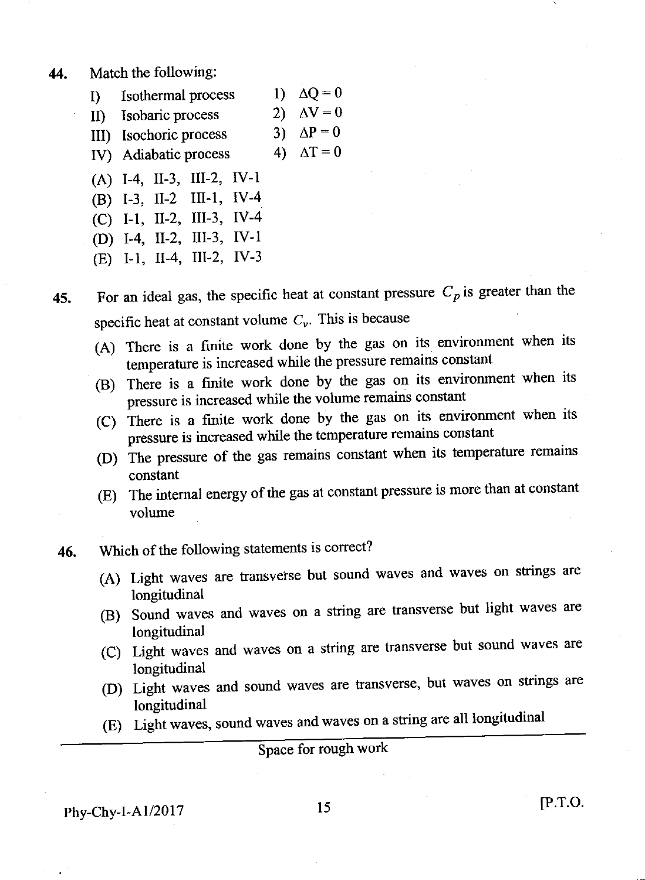44. Match the following:

| | | | |
|---|---|---|---|
| I) | Isothermal process | 1) | $\Delta Q = 0$ |
| II) | Isobaric process | 2) | $\Delta V = 0$ |
| III) | Isochoric process | 3) | $\Delta P = 0$ |
| IV) | Adiabatic process | 4) | $\Delta T = 0$ |

(A) I-4, II-3, III-2, IV-1
(B) I-3, II-2 III-1, IV-4
(C) I-1, II-2, III-3, IV-4
(D) I-4, II-2, III-3, IV-1
(E) I-1, II-4, III-2, IV-3

45. For an ideal gas, the specific heat at constant pressure $C_p$ is greater than the specific heat at constant volume $C_v$. This is because

(A) There is a finite work done by the gas on its environment when its temperature is increased while the pressure remains constant
(B) There is a finite work done by the gas on its environment when its pressure is increased while the volume remains constant
(C) There is a finite work done by the gas on its environment when its pressure is increased while the temperature remains constant
(D) The pressure of the gas remains constant when its temperature remains constant
(E) The internal energy of the gas at constant pressure is more than at constant volume

46. Which of the following statements is correct?

(A) Light waves are transverse but sound waves and waves on strings are longitudinal
(B) Sound waves and waves on a string are transverse but light waves are longitudinal
(C) Light waves and waves on a string are transverse but sound waves are longitudinal
(D) Light waves and sound waves are transverse, but waves on strings are longitudinal
(E) Light waves, sound waves and waves on a string are all longitudinal

Space for rough work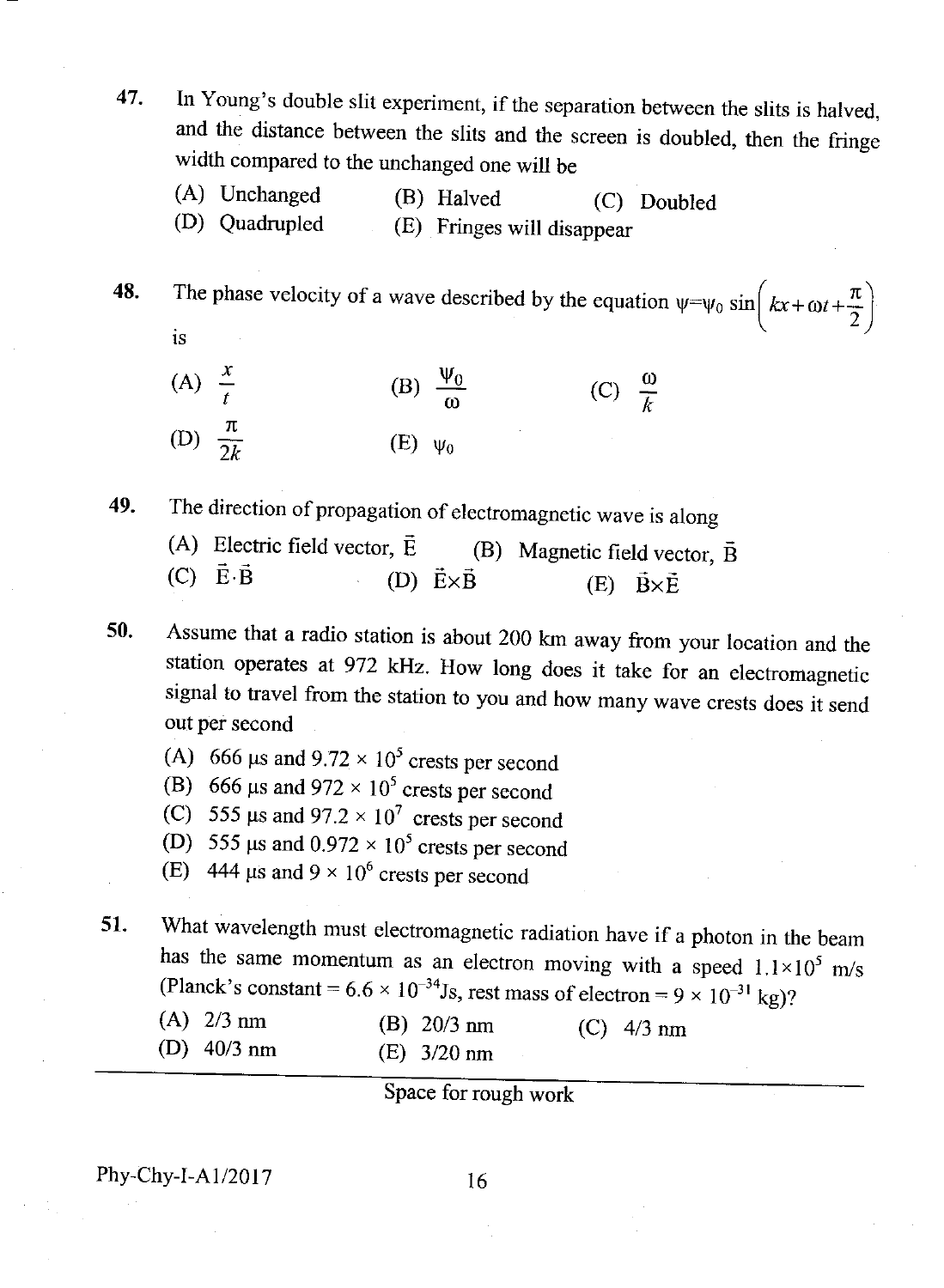47. In Young's double slit experiment, if the separation between the slits is halved, and the distance between the slits and the screen is doubled, then the fringe width compared to the unchanged one will be

(A) Unchanged (B) Halved (C) Doubled
(D) Quadrupled (E) Fringes will disappear

48. The phase velocity of a wave described by the equation $\psi = \psi_0 \sin\left(kx + \omega t + \frac{\pi}{2}\right)$ is

(A) $\frac{x}{t}$ (B) $\frac{\psi_0}{\omega}$ (C) $\frac{\omega}{k}$
(D) $\frac{\pi}{2k}$ (E) $\psi_0$

49. The direction of propagation of electromagnetic wave is along

(A) Electric field vector, $\vec{E}$ (B) Magnetic field vector, $\vec{B}$
(C) $\vec{E} \cdot \vec{B}$ (D) $\vec{E} \times \vec{B}$ (E) $\vec{B} \times \vec{E}$

50. Assume that a radio station is about 200 km away from your location and the station operates at 972 kHz. How long does it take for an electromagnetic signal to travel from the station to you and how many wave crests does it send out per second

(A) 666 μs and $9.72 \times 10^5$ crests per second
(B) 666 μs and $972 \times 10^5$ crests per second
(C) 555 μs and $97.2 \times 10^7$ crests per second
(D) 555 μs and $0.972 \times 10^5$ crests per second
(E) 444 μs and $9 \times 10^6$ crests per second

51. What wavelength must electromagnetic radiation have if a photon in the beam has the same momentum as an electron moving with a speed $1.1 \times 10^5$ m/s (Planck's constant = $6.6 \times 10^{-34}$Js, rest mass of electron = $9 \times 10^{-31}$ kg)?

(A) 2/3 nm (B) 20/3 nm (C) 4/3 nm
(D) 40/3 nm (E) 3/20 nm

Space for rough work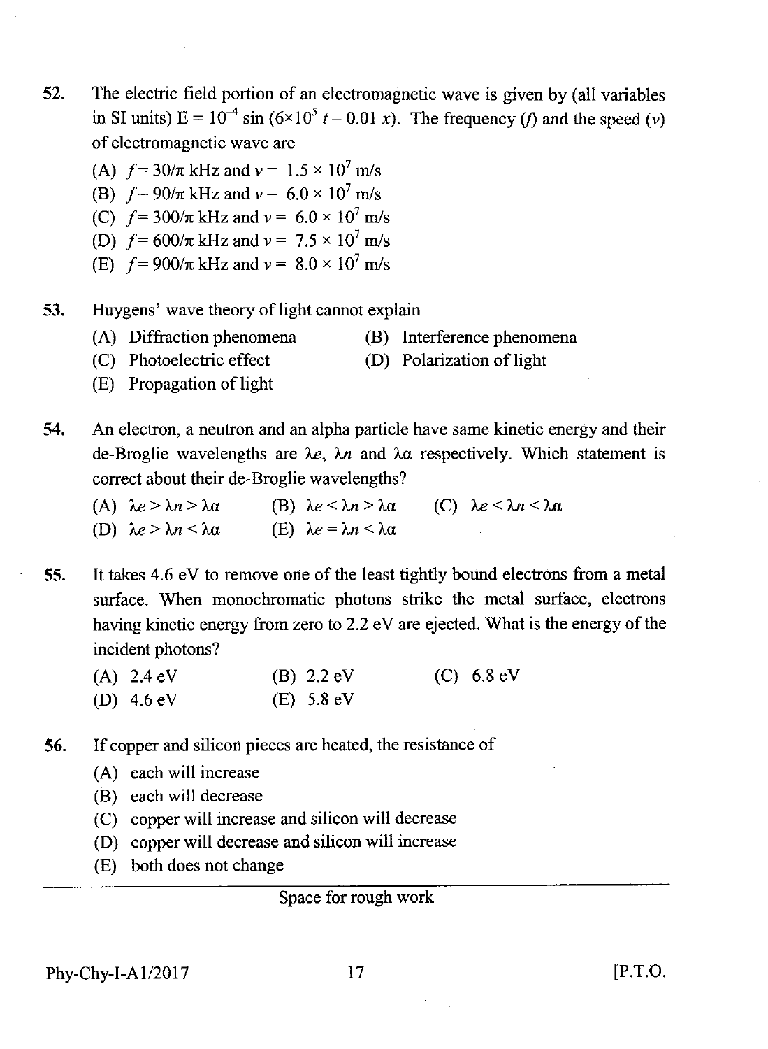52. The electric field portion of an electromagnetic wave is given by (all variables in SI units) $E = 10^{-4} \sin(6 \times 10^5 t - 0.01 x)$. The frequency ($f$) and the speed ($v$) of electromagnetic wave are

  (A) $f = 30/\pi$ kHz and $v = 1.5 \times 10^7$ m/s
  (B) $f = 90/\pi$ kHz and $v = 6.0 \times 10^7$ m/s
  (C) $f = 300/\pi$ kHz and $v = 6.0 \times 10^7$ m/s
  (D) $f = 600/\pi$ kHz and $v = 7.5 \times 10^7$ m/s
  (E) $f = 900/\pi$ kHz and $v = 8.0 \times 10^7$ m/s

53. Huygens' wave theory of light cannot explain

  (A) Diffraction phenomena
  (B) Interference phenomena
  (C) Photoelectric effect
  (D) Polarization of light
  (E) Propagation of light

54. An electron, a neutron and an alpha particle have same kinetic energy and their de-Broglie wavelengths are $\lambda e$, $\lambda n$ and $\lambda \alpha$ respectively. Which statement is correct about their de-Broglie wavelengths?

  (A) $\lambda e > \lambda n > \lambda \alpha$
  (B) $\lambda e < \lambda n > \lambda \alpha$
  (C) $\lambda e < \lambda n < \lambda \alpha$
  (D) $\lambda e > \lambda n < \lambda \alpha$
  (E) $\lambda e = \lambda n < \lambda \alpha$

55. It takes 4.6 eV to remove one of the least tightly bound electrons from a metal surface. When monochromatic photons strike the metal surface, electrons having kinetic energy from zero to 2.2 eV are ejected. What is the energy of the incident photons?

  (A) 2.4 eV
  (B) 2.2 eV
  (C) 6.8 eV
  (D) 4.6 eV
  (E) 5.8 eV

56. If copper and silicon pieces are heated, the resistance of

  (A) each will increase
  (B) each will decrease
  (C) copper will increase and silicon will decrease
  (D) copper will decrease and silicon will increase
  (E) both does not change

Space for rough work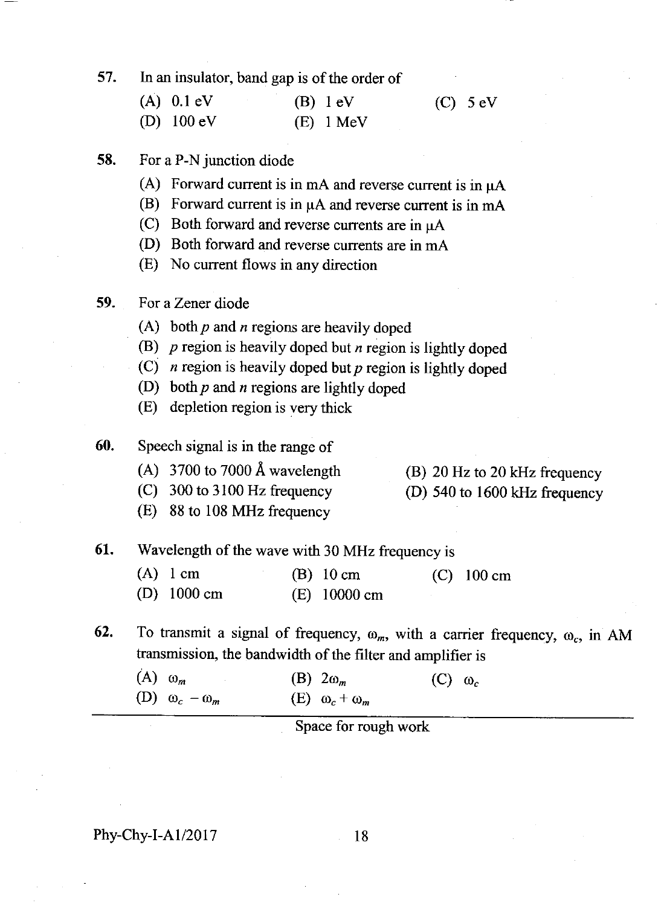57. In an insulator, band gap is of the order of

(A) 0.1 eV (B) 1 eV (C) 5 eV
(D) 100 eV (E) 1 MeV

58. For a P-N junction diode

(A) Forward current is in mA and reverse current is in μA
(B) Forward current is in μA and reverse current is in mA
(C) Both forward and reverse currents are in μA
(D) Both forward and reverse currents are in mA
(E) No current flows in any direction

59. For a Zener diode

(A) both *p* and *n* regions are heavily doped
(B) *p* region is heavily doped but *n* region is lightly doped
(C) *n* region is heavily doped but *p* region is lightly doped
(D) both *p* and *n* regions are lightly doped
(E) depletion region is very thick

60. Speech signal is in the range of

(A) 3700 to 7000 Å wavelength (B) 20 Hz to 20 kHz frequency
(C) 300 to 3100 Hz frequency (D) 540 to 1600 kHz frequency
(E) 88 to 108 MHz frequency

61. Wavelength of the wave with 30 MHz frequency is

(A) 1 cm (B) 10 cm (C) 100 cm
(D) 1000 cm (E) 10000 cm

62. To transmit a signal of frequency, $\omega_m$, with a carrier frequency, $\omega_c$, in AM transmission, the bandwidth of the filter and amplifier is

(A) $\omega_m$ (B) $2\omega_m$ (C) $\omega_c$
(D) $\omega_c - \omega_m$ (E) $\omega_c + \omega_m$

Space for rough work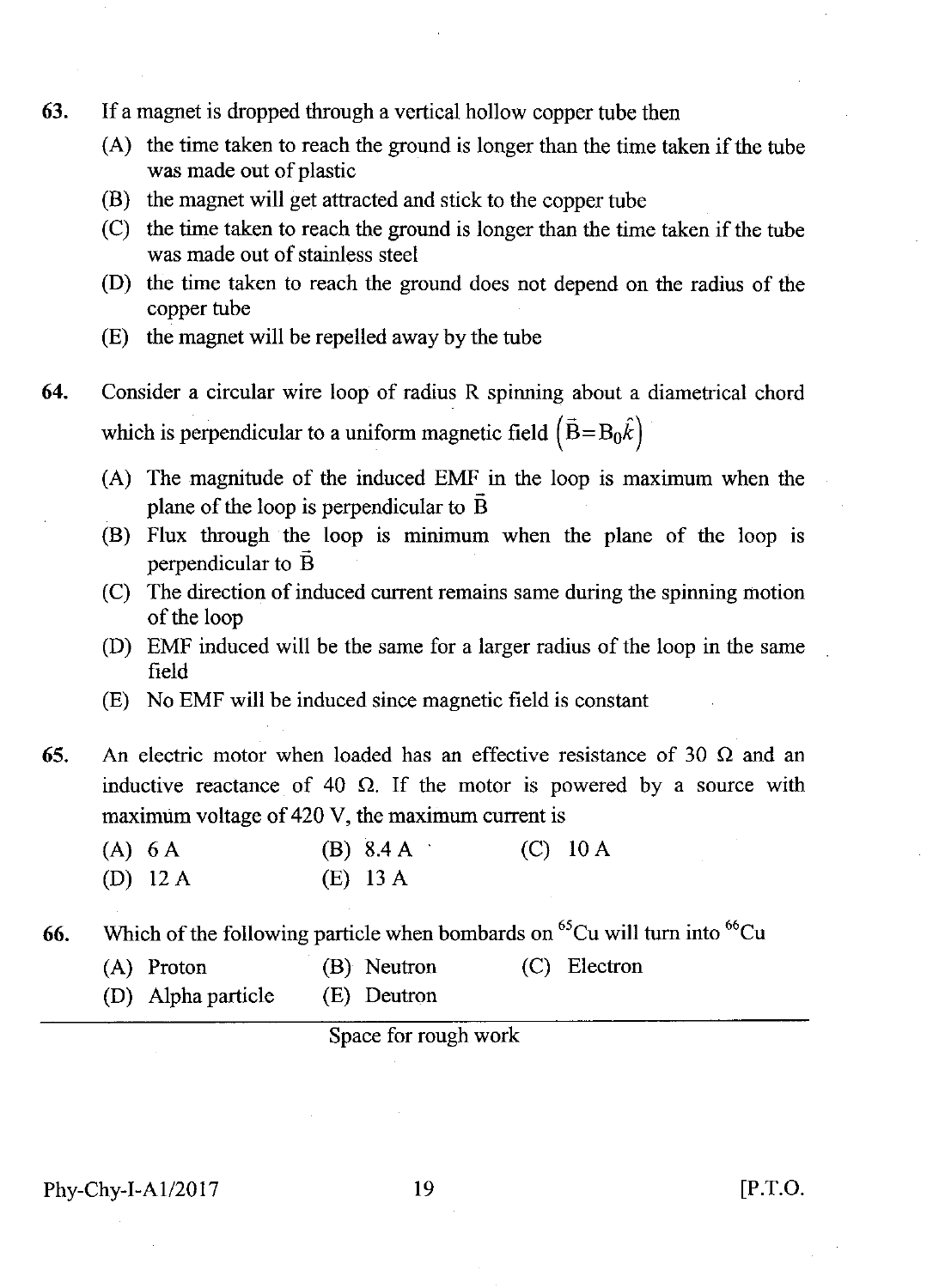63. If a magnet is dropped through a vertical hollow copper tube then

   (A) the time taken to reach the ground is longer than the time taken if the tube was made out of plastic

   (B) the magnet will get attracted and stick to the copper tube

   (C) the time taken to reach the ground is longer than the time taken if the tube was made out of stainless steel

   (D) the time taken to reach the ground does not depend on the radius of the copper tube

   (E) the magnet will be repelled away by the tube

64. Consider a circular wire loop of radius R spinning about a diametrical chord which is perpendicular to a uniform magnetic field $\left(\vec{B}=B_0\hat{k}\right)$

   (A) The magnitude of the induced EMF in the loop is maximum when the plane of the loop is perpendicular to $\vec{B}$

   (B) Flux through the loop is minimum when the plane of the loop is perpendicular to $\vec{B}$

   (C) The direction of induced current remains same during the spinning motion of the loop

   (D) EMF induced will be the same for a larger radius of the loop in the same field

   (E) No EMF will be induced since magnetic field is constant

65. An electric motor when loaded has an effective resistance of 30 Ω and an inductive reactance of 40 Ω. If the motor is powered by a source with maximum voltage of 420 V, the maximum current is

   (A) 6 A
   (B) 8.4 A
   (C) 10 A
   (D) 12 A
   (E) 13 A

66. Which of the following particle when bombards on $^{65}Cu$ will turn into $^{66}Cu$

   (A) Proton
   (B) Neutron
   (C) Electron
   (D) Alpha particle
   (E) Deutron

Space for rough work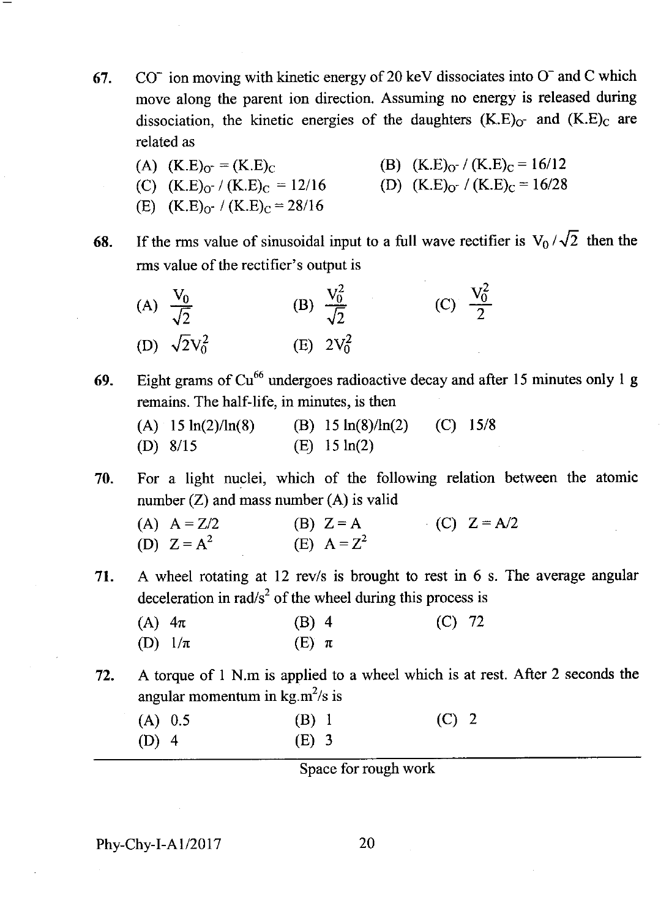67. $CO^-$ ion moving with kinetic energy of 20 keV dissociates into $O^-$ and C which move along the parent ion direction. Assuming no energy is released during dissociation, the kinetic energies of the daughters $(K.E)_{O^-}$ and $(K.E)_C$ are related as

(A) $(K.E)_{O^-} = (K.E)_C$
(B) $(K.E)_{O^-} / (K.E)_C = 16/12$
(C) $(K.E)_{O^-} / (K.E)_C = 12/16$
(D) $(K.E)_{O^-} / (K.E)_C = 16/28$
(E) $(K.E)_{O^-} / (K.E)_C = 28/16$

68. If the rms value of sinusoidal input to a full wave rectifier is $V_0/\sqrt{2}$ then the rms value of the rectifier's output is

(A) $\frac{V_0}{\sqrt{2}}$
(B) $\frac{V_0^2}{\sqrt{2}}$
(C) $\frac{V_0^2}{2}$
(D) $\sqrt{2}V_0^2$
(E) $2V_0^2$

69. Eight grams of $Cu^{66}$ undergoes radioactive decay and after 15 minutes only 1 g remains. The half-life, in minutes, is then

(A) $15 \ln(2)/\ln(8)$
(B) $15 \ln(8)/\ln(2)$
(C) $15/8$
(D) $8/15$
(E) $15 \ln(2)$

70. For a light nuclei, which of the following relation between the atomic number (Z) and mass number (A) is valid

(A) $A = Z/2$
(B) $Z = A$
(C) $Z = A/2$
(D) $Z = A^2$
(E) $A = Z^2$

71. A wheel rotating at 12 rev/s is brought to rest in 6 s. The average angular deceleration in rad/s$^2$ of the wheel during this process is

(A) $4\pi$
(B) 4
(C) 72
(D) $1/\pi$
(E) $\pi$

72. A torque of 1 N.m is applied to a wheel which is at rest. After 2 seconds the angular momentum in kg.m$^2$/s is

(A) 0.5
(B) 1
(C) 2
(D) 4
(E) 3

Space for rough work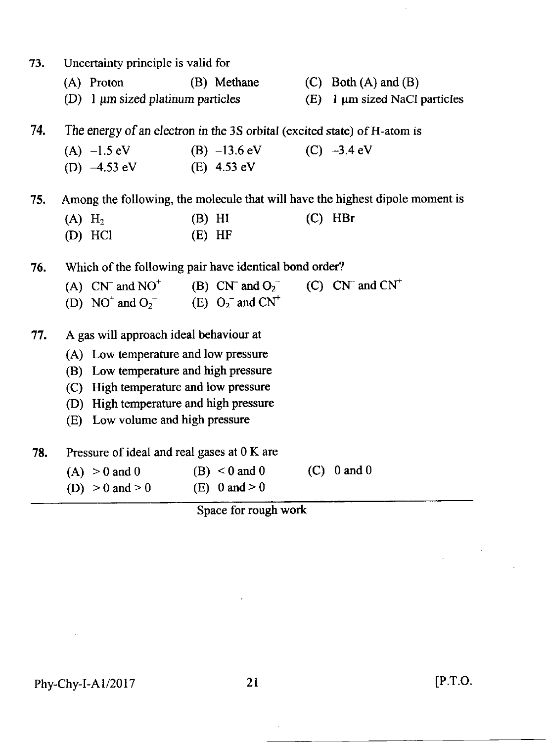73. Uncertainty principle is valid for

(A) Proton (B) Methane (C) Both (A) and (B)
(D) 1 μm sized platinum particles (E) 1 μm sized NaCl particles

74. The energy of an electron in the 3S orbital (excited state) of H-atom is

(A) –1.5 eV (B) –13.6 eV (C) –3.4 eV
(D) –4.53 eV (E) 4.53 eV

75. Among the following, the molecule that will have the highest dipole moment is

(A) $H_2$ (B) HI (C) HBr
(D) HCl (E) HF

76. Which of the following pair have identical bond order?

(A) $CN^-$ and $NO^+$ (B) $CN^-$ and $O_2^-$ (C) $CN^-$ and $CN^+$
(D) $NO^+$ and $O_2^-$ (E) $O_2^-$ and $CN^+$

77. A gas will approach ideal behaviour at

(A) Low temperature and low pressure
(B) Low temperature and high pressure
(C) High temperature and low pressure
(D) High temperature and high pressure
(E) Low volume and high pressure

78. Pressure of ideal and real gases at 0 K are

(A) $> 0$ and 0 (B) $< 0$ and 0 (C) 0 and 0
(D) $> 0$ and $> 0$ (E) 0 and $> 0$

Space for rough work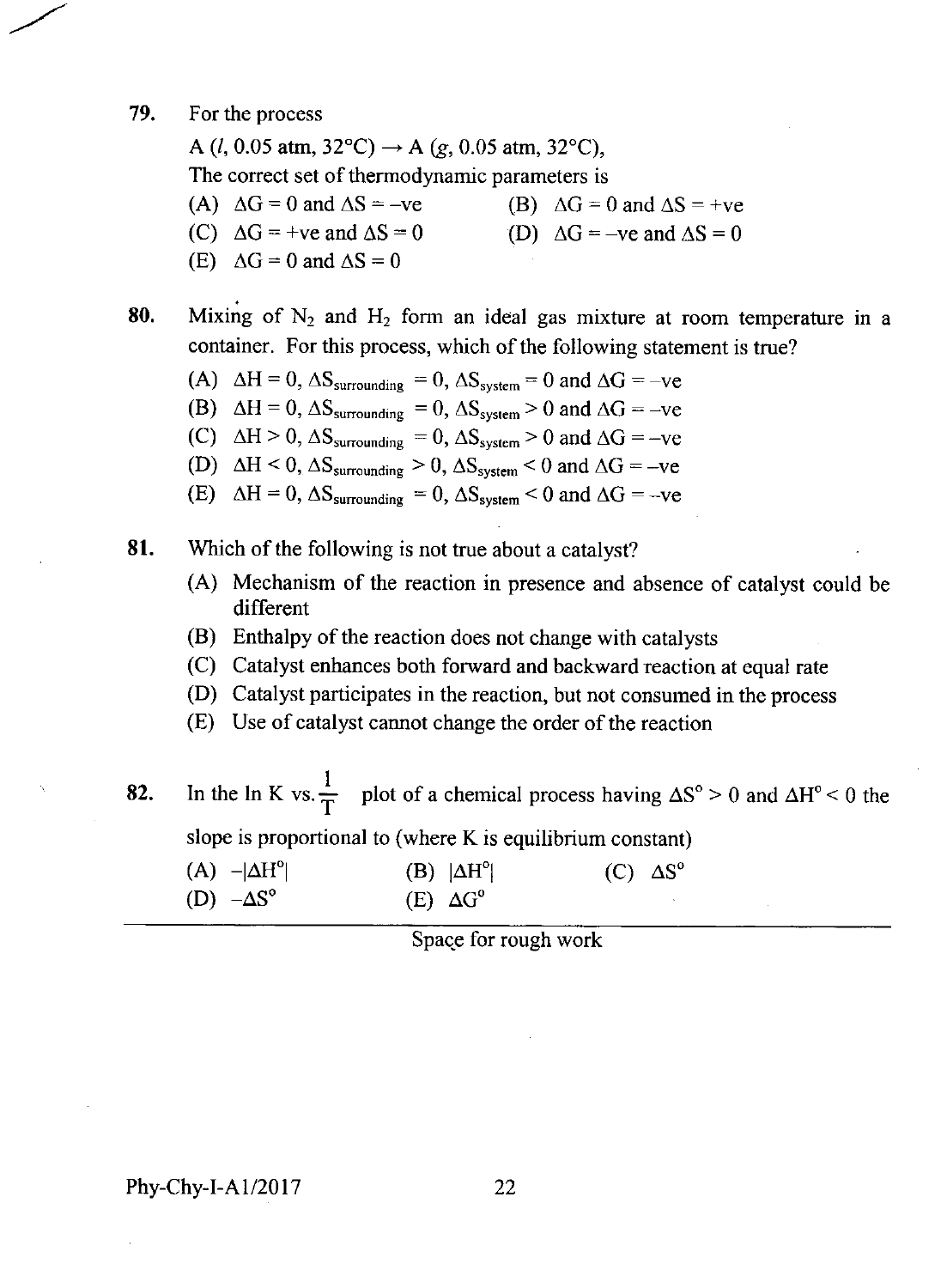79. For the process

A ($l$, 0.05 atm, 32°C) $\rightarrow$ A ($g$, 0.05 atm, 32°C),

The correct set of thermodynamic parameters is

(A) $\Delta G = 0$ and $\Delta S = -ve$
(B) $\Delta G = 0$ and $\Delta S = +ve$
(C) $\Delta G = +ve$ and $\Delta S = 0$
(D) $\Delta G = -ve$ and $\Delta S = 0$
(E) $\Delta G = 0$ and $\Delta S = 0$

80. Mixing of $N_2$ and $H_2$ form an ideal gas mixture at room temperature in a container. For this process, which of the following statement is true?

(A) $\Delta H = 0$, $\Delta S_{surrounding} = 0$, $\Delta S_{system} = 0$ and $\Delta G = -ve$
(B) $\Delta H = 0$, $\Delta S_{surrounding} = 0$, $\Delta S_{system} > 0$ and $\Delta G = -ve$
(C) $\Delta H > 0$, $\Delta S_{surrounding} = 0$, $\Delta S_{system} > 0$ and $\Delta G = -ve$
(D) $\Delta H < 0$, $\Delta S_{surrounding} > 0$, $\Delta S_{system} < 0$ and $\Delta G = -ve$
(E) $\Delta H = 0$, $\Delta S_{surrounding} = 0$, $\Delta S_{system} < 0$ and $\Delta G = -ve$

81. Which of the following is not true about a catalyst?

(A) Mechanism of the reaction in presence and absence of catalyst could be different
(B) Enthalpy of the reaction does not change with catalysts
(C) Catalyst enhances both forward and backward reaction at equal rate
(D) Catalyst participates in the reaction, but not consumed in the process
(E) Use of catalyst cannot change the order of the reaction

82. In the ln K vs. $\frac{1}{T}$ plot of a chemical process having $\Delta S^o > 0$ and $\Delta H^o < 0$ the slope is proportional to (where K is equilibrium constant)

(A) $-|\Delta H^o|$
(B) $|\Delta H^o|$
(C) $\Delta S^o$
(D) $-\Delta S^o$
(E) $\Delta G^o$

Space for rough work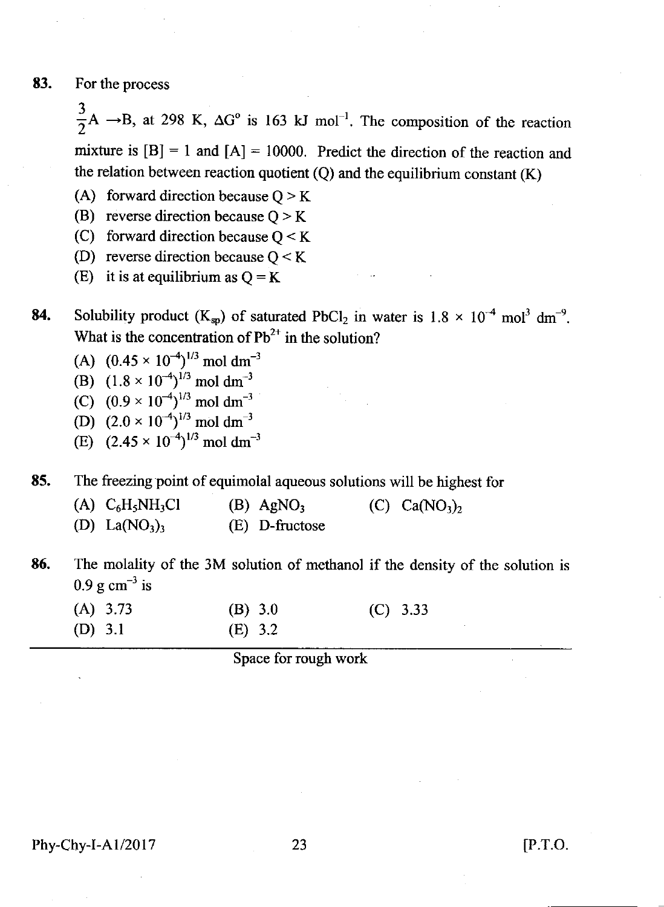83. For the process

$\frac{3}{2}A \rightarrow B$, at 298 K, $\Delta G^{o}$ is 163 kJ mol$^{-1}$. The composition of the reaction mixture is [B] = 1 and [A] = 10000. Predict the direction of the reaction and the relation between reaction quotient (Q) and the equilibrium constant (K)

(A) forward direction because Q > K

(B) reverse direction because Q > K

(C) forward direction because Q < K

(D) reverse direction because Q < K

(E) it is at equilibrium as Q = K

84. Solubility product ($K_{sp}$) of saturated $PbCl_2$ in water is $1.8 \times 10^{-4}$ mol$^3$ dm$^{-9}$. What is the concentration of $Pb^{2+}$ in the solution?

(A) $(0.45 \times 10^{-4})^{1/3}$ mol dm$^{-3}$

(B) $(1.8 \times 10^{-4})^{1/3}$ mol dm$^{-3}$

(C) $(0.9 \times 10^{-4})^{1/3}$ mol dm$^{-3}$

(D) $(2.0 \times 10^{-4})^{1/3}$ mol dm$^{-3}$

(E) $(2.45 \times 10^{-4})^{1/3}$ mol dm$^{-3}$

85. The freezing point of equimolal aqueous solutions will be highest for

(A) $C_6H_5NH_3Cl$ (B) $AgNO_3$ (C) $Ca(NO_3)_2$

(D) $La(NO_3)_3$ (E) D-fructose

86. The molality of the 3M solution of methanol if the density of the solution is 0.9 g cm$^{-3}$ is

(A) 3.73 (B) 3.0 (C) 3.33

(D) 3.1 (E) 3.2

Space for rough work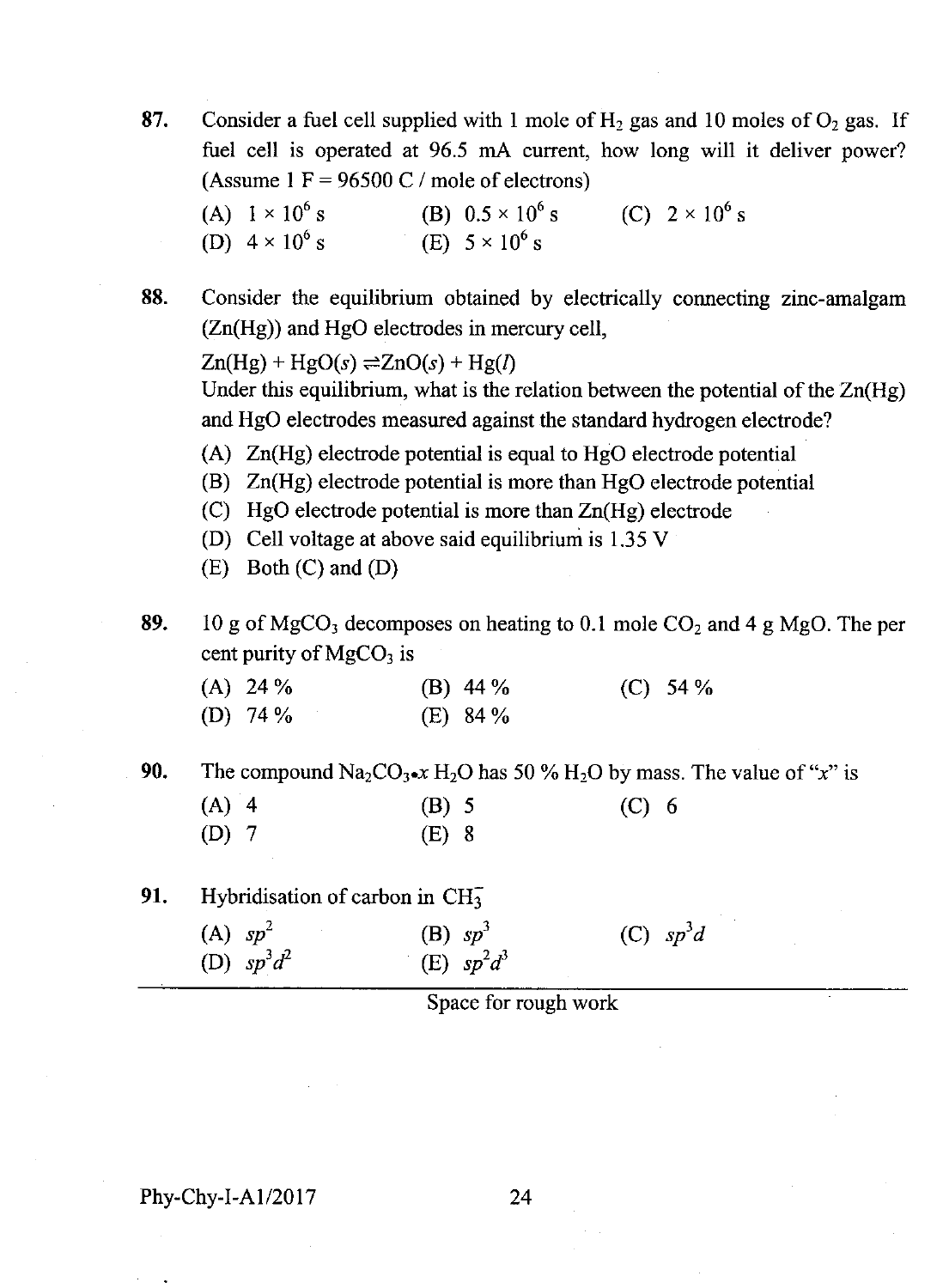87. Consider a fuel cell supplied with 1 mole of $H_2$ gas and 10 moles of $O_2$ gas. If fuel cell is operated at 96.5 mA current, how long will it deliver power? (Assume 1 F = 96500 C / mole of electrons)

(A) $1 \times 10^6$ s (B) $0.5 \times 10^6$ s (C) $2 \times 10^6$ s
(D) $4 \times 10^6$ s (E) $5 \times 10^6$ s

88. Consider the equilibrium obtained by electrically connecting zinc-amalgam (Zn(Hg)) and HgO electrodes in mercury cell,

$Zn(Hg) + HgO(s) \rightleftharpoons ZnO(s) + Hg(l)$

Under this equilibrium, what is the relation between the potential of the Zn(Hg) and HgO electrodes measured against the standard hydrogen electrode?

(A) Zn(Hg) electrode potential is equal to HgO electrode potential
(B) Zn(Hg) electrode potential is more than HgO electrode potential
(C) HgO electrode potential is more than Zn(Hg) electrode
(D) Cell voltage at above said equilibrium is 1.35 V
(E) Both (C) and (D)

89. 10 g of $MgCO_3$ decomposes on heating to 0.1 mole $CO_2$ and 4 g MgO. The per cent purity of $MgCO_3$ is

(A) 24 % (B) 44 % (C) 54 %
(D) 74 % (E) 84 %

90. The compound $Na_2CO_3 \cdot x\, H_2O$ has 50 % $H_2O$ by mass. The value of "$x$" is

(A) 4 (B) 5 (C) 6
(D) 7 (E) 8

91. Hybridisation of carbon in $CH_3^-$

(A) $sp^2$ (B) $sp^3$ (C) $sp^3d$
(D) $sp^3d^2$ (E) $sp^2d^3$

Space for rough work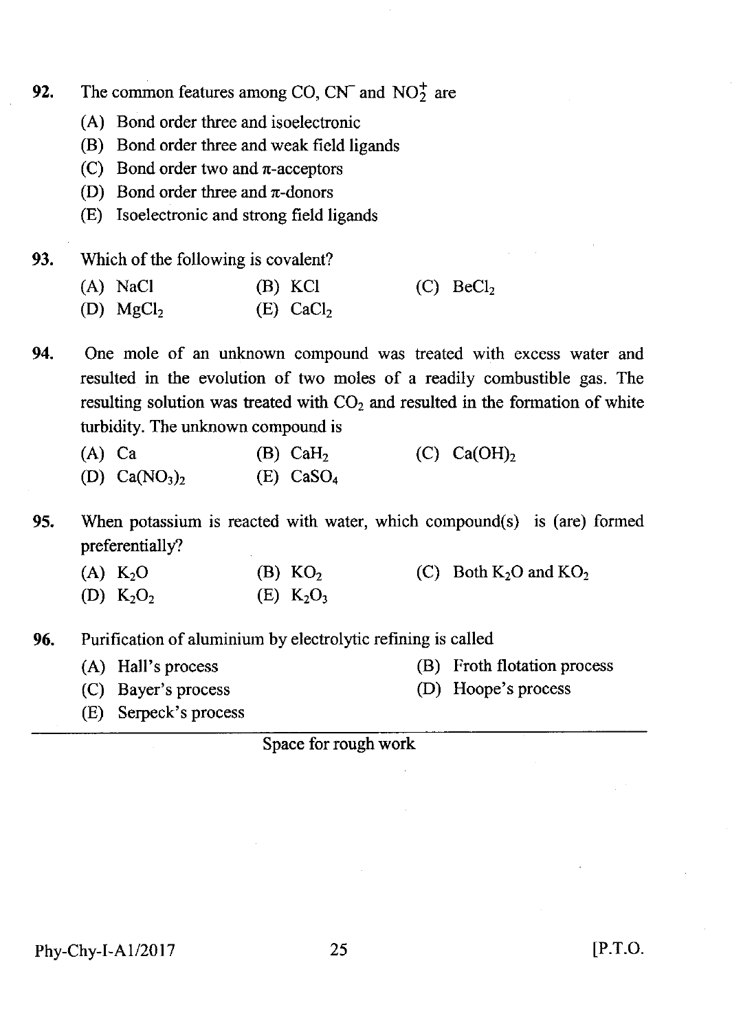92. The common features among CO, $CN^-$ and $NO_2^+$ are

(A) Bond order three and isoelectronic
(B) Bond order three and weak field ligands
(C) Bond order two and π-acceptors
(D) Bond order three and π-donors
(E) Isoelectronic and strong field ligands

93. Which of the following is covalent?

(A) NaCl
(B) KCl
(C) $BeCl_2$
(D) $MgCl_2$
(E) $CaCl_2$

94. One mole of an unknown compound was treated with excess water and resulted in the evolution of two moles of a readily combustible gas. The resulting solution was treated with $CO_2$ and resulted in the formation of white turbidity. The unknown compound is

(A) Ca
(B) $CaH_2$
(C) $Ca(OH)_2$
(D) $Ca(NO_3)_2$
(E) $CaSO_4$

95. When potassium is reacted with water, which compound(s) is (are) formed preferentially?

(A) $K_2O$
(B) $KO_2$
(C) Both $K_2O$ and $KO_2$
(D) $K_2O_2$
(E) $K_2O_3$

96. Purification of aluminium by electrolytic refining is called

(A) Hall's process
(B) Froth flotation process
(C) Bayer's process
(D) Hoope's process
(E) Serpeck's process

Space for rough work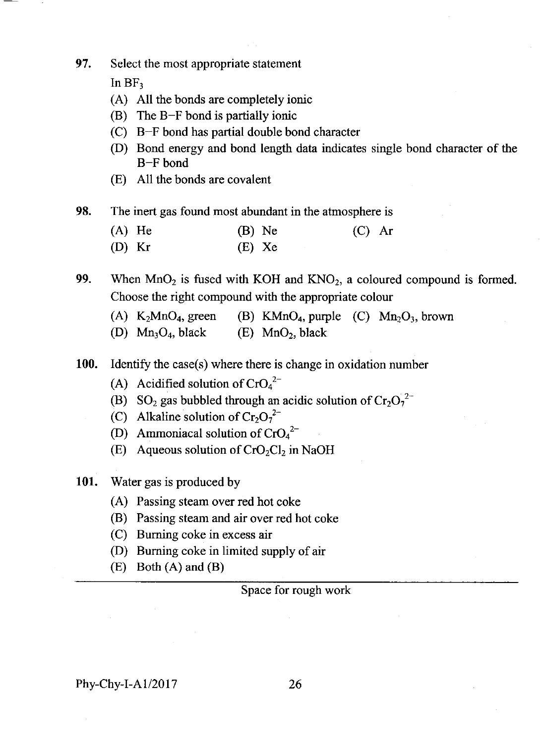97. Select the most appropriate statement

In $BF_3$

(A) All the bonds are completely ionic

(B) The B–F bond is partially ionic

(C) B–F bond has partial double bond character

(D) Bond energy and bond length data indicates single bond character of the B–F bond

(E) All the bonds are covalent

98. The inert gas found most abundant in the atmosphere is

(A) He (B) Ne (C) Ar

(D) Kr (E) Xe

99. When $MnO_2$ is fused with KOH and $KNO_2$, a coloured compound is formed. Choose the right compound with the appropriate colour

(A) $K_2MnO_4$, green (B) $KMnO_4$, purple (C) $Mn_2O_3$, brown

(D) $Mn_3O_4$, black (E) $MnO_2$, black

100. Identify the case(s) where there is change in oxidation number

(A) Acidified solution of $CrO_4^{2-}$

(B) $SO_2$ gas bubbled through an acidic solution of $Cr_2O_7^{2-}$

(C) Alkaline solution of $Cr_2O_7^{2-}$

(D) Ammoniacal solution of $CrO_4^{2-}$

(E) Aqueous solution of $CrO_2Cl_2$ in NaOH

101. Water gas is produced by

(A) Passing steam over red hot coke

(B) Passing steam and air over red hot coke

(C) Burning coke in excess air

(D) Burning coke in limited supply of air

(E) Both (A) and (B)

Space for rough work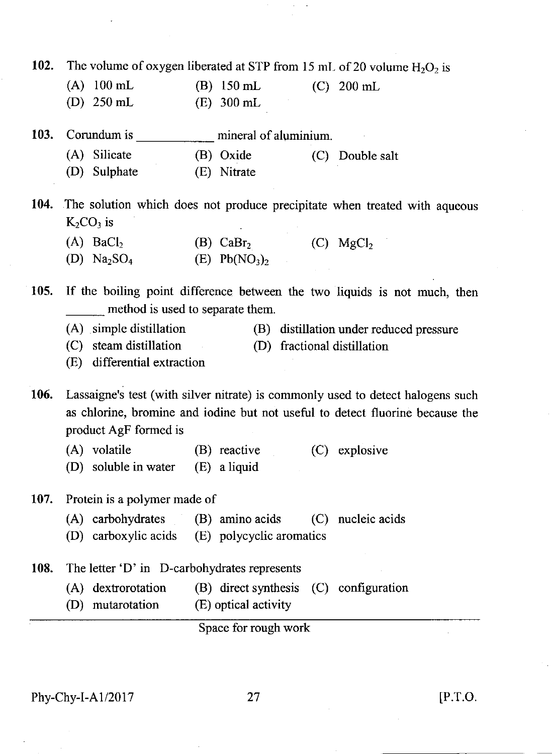**102.** The volume of oxygen liberated at STP from 15 mL of 20 volume $H_2O_2$ is

(A) 100 mL (B) 150 mL (C) 200 mL
(D) 250 mL (E) 300 mL

**103.** Corundum is ___________ mineral of aluminium.

(A) Silicate (B) Oxide (C) Double salt
(D) Sulphate (E) Nitrate

**104.** The solution which does not produce precipitate when treated with aqueous $K_2CO_3$ is

(A) $BaCl_2$ (B) $CaBr_2$ (C) $MgCl_2$
(D) $Na_2SO_4$ (E) $Pb(NO_3)_2$

**105.** If the boiling point difference between the two liquids is not much, then ______ method is used to separate them.

(A) simple distillation (B) distillation under reduced pressure
(C) steam distillation (D) fractional distillation
(E) differential extraction

**106.** Lassaigne's test (with silver nitrate) is commonly used to detect halogens such as chlorine, bromine and iodine but not useful to detect fluorine because the product AgF formed is

(A) volatile (B) reactive (C) explosive
(D) soluble in water (E) a liquid

**107.** Protein is a polymer made of

(A) carbohydrates (B) amino acids (C) nucleic acids
(D) carboxylic acids (E) polycyclic aromatics

**108.** The letter 'D' in D-carbohydrates represents

(A) dextrorotation (B) direct synthesis (C) configuration
(D) mutarotation (E) optical activity

Space for rough work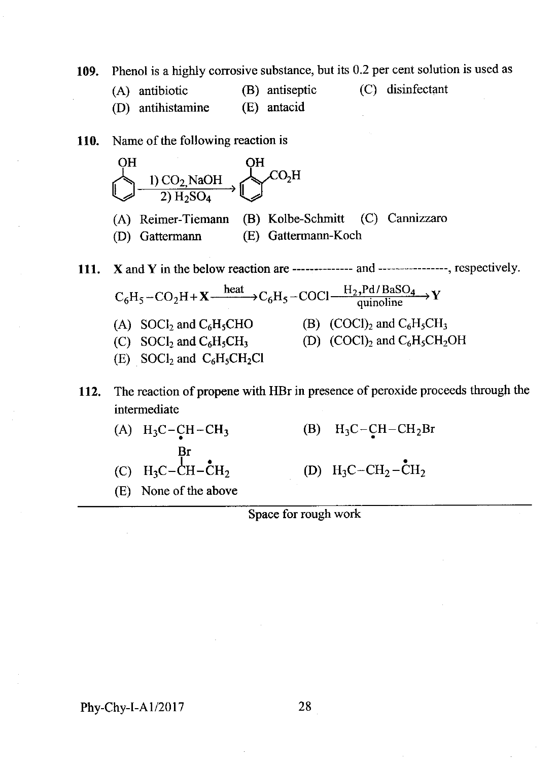109. Phenol is a highly corrosive substance, but its 0.2 per cent solution is used as

(A) antibiotic (B) antiseptic (C) disinfectant
(D) antihistamine (E) antacid

110. Name of the following reaction is

$$\text{C}_6\text{H}_5\text{OH} \xrightarrow[\text{2) } H_2SO_4]{\text{1) } CO_2\text{, NaOH}} o\text{-HOC}_6\text{H}_4\text{CO}_2\text{H}$$

(A) Reimer-Tiemann (B) Kolbe-Schmitt (C) Cannizzaro
(D) Gattermann (E) Gattermann-Koch

111. **X** and **Y** in the below reaction are -------------- and ---------------, respectively.

$$C_6H_5-CO_2H + \mathbf{X} \xrightarrow{\text{heat}} C_6H_5-COCl \xrightarrow[\text{quinoline}]{H_2, Pd/BaSO_4} \mathbf{Y}$$

(A) $SOCl_2$ and $C_6H_5CHO$
(B) $(COCl)_2$ and $C_6H_5CH_3$
(C) $SOCl_2$ and $C_6H_5CH_3$
(D) $(COCl)_2$ and $C_6H_5CH_2OH$
(E) $SOCl_2$ and $C_6H_5CH_2Cl$

112. The reaction of propene with HBr in presence of peroxide proceeds through the intermediate

(A) $H_3C-\dot{C}H-CH_3$
(B) $H_3C-\dot{C}H-CH_2Br$
(C) $H_3C-\dot{C}(Br)H-\dot{C}H_2$
(D) $H_3C-CH_2-\dot{C}H_2$
(E) None of the above

Space for rough work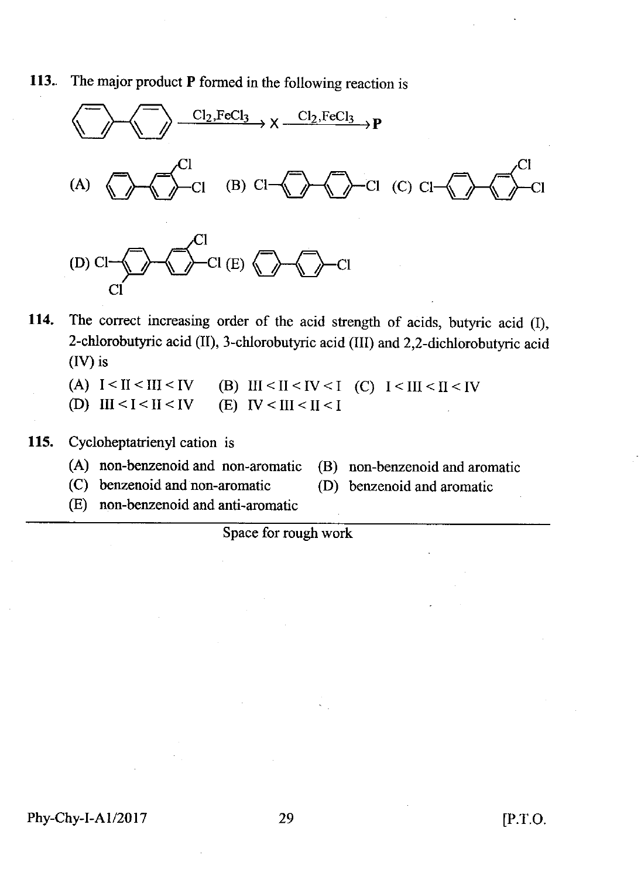**113.** The major product **P** formed in the following reaction is

Biphenyl $\xrightarrow{Cl_2, FeCl_3}$ X $\xrightarrow{Cl_2, FeCl_3}$ **P**

(A) 3,4-dichlorobiphenyl  (B) 4,4'-dichlorobiphenyl  (C) 3,4,4'-trichlorobiphenyl

(D) 2,3',4,4',5-pentachlorobiphenyl (E) 4-chlorobiphenyl

**114.** The correct increasing order of the acid strength of acids, butyric acid (I), 2-chlorobutyric acid (II), 3-chlorobutyric acid (III) and 2,2-dichlorobutyric acid (IV) is

(A) I < II < III < IV  (B) III < II < IV < I  (C) I < III < II < IV
(D) III < I < II < IV  (E) IV < III < II < I

**115.** Cycloheptatrienyl cation is

(A) non-benzenoid and non-aromatic  (B) non-benzenoid and aromatic
(C) benzenoid and non-aromatic  (D) benzenoid and aromatic
(E) non-benzenoid and anti-aromatic

Space for rough work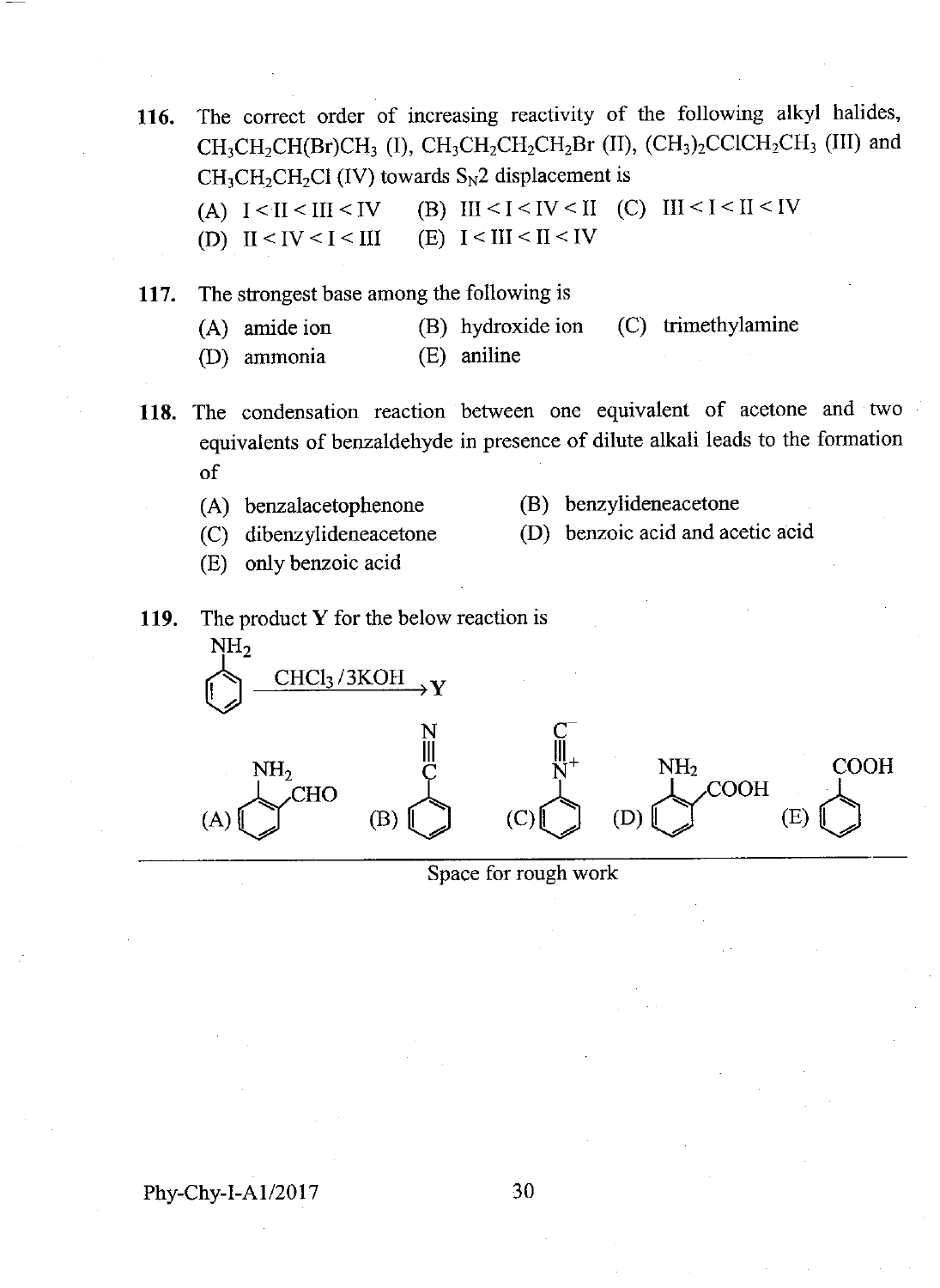116. The correct order of increasing reactivity of the following alkyl halides, $CH_3CH_2CH(Br)CH_3$ (I), $CH_3CH_2CH_2CH_2Br$ (II), $(CH_3)_2CClCH_2CH_3$ (III) and $CH_3CH_2CH_2Cl$ (IV) towards $S_N2$ displacement is

(A) I < II < III < IV (B) III < I < IV < II (C) III < I < II < IV
(D) II < IV < I < III (E) I < III < II < IV

117. The strongest base among the following is

(A) amide ion (B) hydroxide ion (C) trimethylamine
(D) ammonia (E) aniline

118. The condensation reaction between one equivalent of acetone and two equivalents of benzaldehyde in presence of dilute alkali leads to the formation of

(A) benzalacetophenone (B) benzylideneacetone
(C) dibenzylideneacetone (D) benzoic acid and acetic acid
(E) only benzoic acid

119. The product **Y** for the below reaction is

$C_6H_5NH_2 \xrightarrow{CHCl_3/3KOH} \textbf{Y}$

(A) 2-aminobenzaldehyde ($NH_2$, $CHO$ on benzene ring) (B) $C_6H_5-C\equiv N$ (C) $C_6H_5-N^+\equiv C^-$ (D) 2-aminobenzoic acid ($NH_2$, $COOH$ on benzene ring) (E) $C_6H_5COOH$

Space for rough work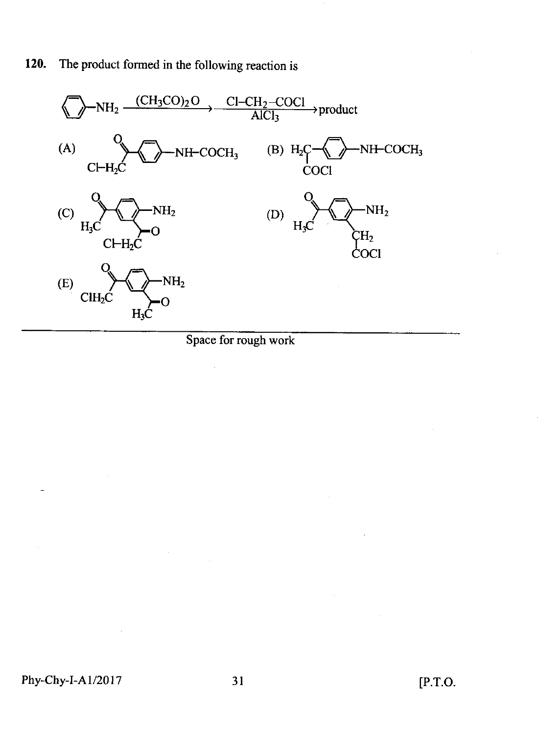**120.** The product formed in the following reaction is

$$C_6H_5\text{-}NH_2 \xrightarrow{(CH_3CO)_2O} \xrightarrow[AlCl_3]{Cl\text{-}CH_2\text{-}COCl} \text{product}$$

(A) $Cl\text{-}H_2C\text{-}CO\text{-}C_6H_4\text{-}NH\text{-}COCH_3$

(B) $ClOC\text{-}H_2C\text{-}C_6H_4\text{-}NH\text{-}COCH_3$

(C) $H_3C\text{-}CO\text{-}C_6H_3(NH_2)\text{-}CO\text{-}CH_2\text{-}Cl$

(D) $H_3C\text{-}CO\text{-}C_6H_3(NH_2)\text{-}CH_2\text{-}COCl$

(E) $ClH_2C\text{-}CO\text{-}C_6H_3(NH_2)\text{-}CO\text{-}CH_3$

Space for rough work

Phy-Chy-I-A1/2017

[P.T.O.